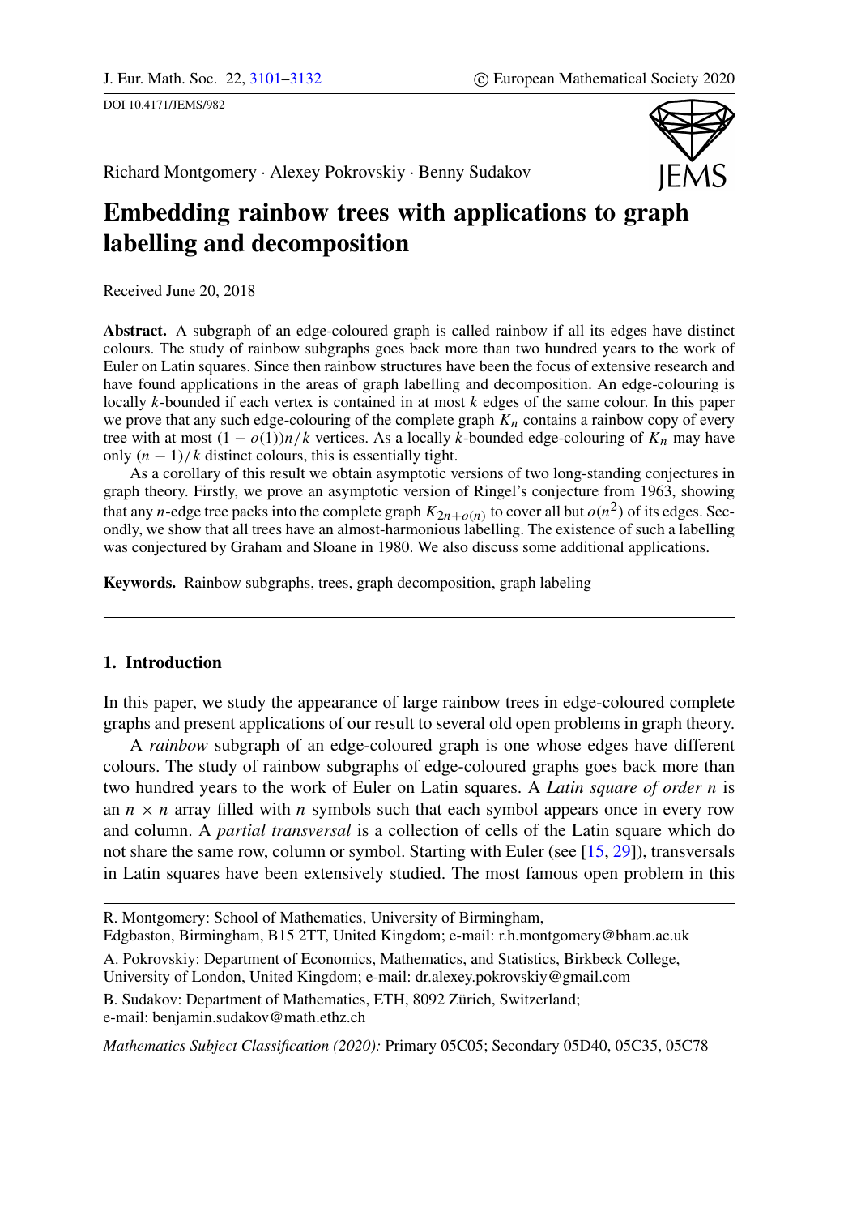Richard Montgomery · Alexey Pokrovskiy · Benny Sudakov

# Embedding rainbow trees with applications to graph labelling and decomposition

Received June 20, 2018

**Abstract.** A subgraph of an edge-coloured graph is called rainbow if all its edges have distinct colours. The study of rainbow subgraphs goes back more than two hundred years to the work of Euler on Latin squares. Since then rainbow structures have been the focus of extensive research and have found applications in the areas of graph labelling and decomposition. An edge-colouring is locally $k$-bounded if each vertex is contained in at most $k$ edges of the same colour. In this paper we prove that any such edge-colouring of the complete graph $K_n$ contains a rainbow copy of every tree with at most $(1 - o(1))n/k$ vertices. As a locally $k$-bounded edge-colouring of $K_n$ may have only $(n - 1)/k$ distinct colours, this is essentially tight.

As a corollary of this result we obtain asymptotic versions of two long-standing conjectures in graph theory. Firstly, we prove an asymptotic version of Ringel's conjecture from 1963, showing that any $n$-edge tree packs into the complete graph $K_{2n+o(n)}$ to cover all but $o(n^2)$ of its edges. Secondly, we show that all trees have an almost-harmonious labelling. The existence of such a labelling was conjectured by Graham and Sloane in 1980. We also discuss some additional applications.

**Keywords.** Rainbow subgraphs, trees, graph decomposition, graph labeling

## 1. Introduction

In this paper, we study the appearance of large rainbow trees in edge-coloured complete graphs and present applications of our result to several old open problems in graph theory.

A *rainbow* subgraph of an edge-coloured graph is one whose edges have different colours. The study of rainbow subgraphs of edge-coloured graphs goes back more than two hundred years to the work of Euler on Latin squares. A *Latin square of order n* is an $n \times n$ array filled with $n$ symbols such that each symbol appears once in every row and column. A *partial transversal* is a collection of cells of the Latin square which do not share the same row, column or symbol. Starting with Euler (see [15, 29]), transversals in Latin squares have been extensively studied. The most famous open problem in this

---

R. Montgomery: School of Mathematics, University of Birmingham, Edgbaston, Birmingham, B15 2TT, United Kingdom; e-mail: r.h.montgomery@bham.ac.uk

A. Pokrovskiy: Department of Economics, Mathematics, and Statistics, Birkbeck College, University of London, United Kingdom; e-mail: dr.alexey.pokrovskiy@gmail.com

B. Sudakov: Department of Mathematics, ETH, 8092 Zürich, Switzerland; e-mail: benjamin.sudakov@math.ethz.ch

*Mathematics Subject Classification (2020):* Primary 05C05; Secondary 05D40, 05C35, 05C78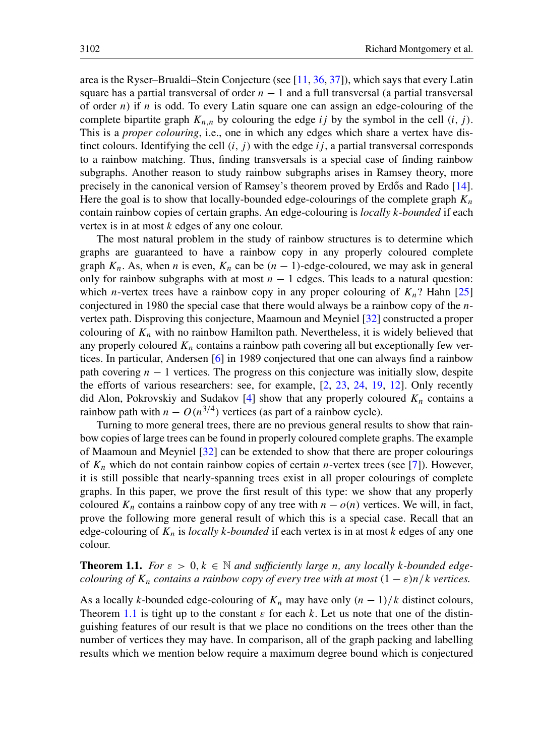area is the Ryser–Brualdi–Stein Conjecture (see [11, 36, 37]), which says that every Latin square has a partial transversal of order $n-1$ and a full transversal (a partial transversal of order $n$) if $n$ is odd. To every Latin square one can assign an edge-colouring of the complete bipartite graph $K_{n,n}$ by colouring the edge $ij$ by the symbol in the cell $(i, j)$. This is a *proper colouring*, i.e., one in which any edges which share a vertex have distinct colours. Identifying the cell $(i, j)$ with the edge $ij$, a partial transversal corresponds to a rainbow matching. Thus, finding transversals is a special case of finding rainbow subgraphs. Another reason to study rainbow subgraphs arises in Ramsey theory, more precisely in the canonical version of Ramsey's theorem proved by Erdős and Rado [14]. Here the goal is to show that locally-bounded edge-colourings of the complete graph $K_n$ contain rainbow copies of certain graphs. An edge-colouring is *locally $k$-bounded* if each vertex is in at most $k$ edges of any one colour.

The most natural problem in the study of rainbow structures is to determine which graphs are guaranteed to have a rainbow copy in any properly coloured complete graph $K_n$. As, when $n$ is even, $K_n$ can be $(n-1)$-edge-coloured, we may ask in general only for rainbow subgraphs with at most $n-1$ edges. This leads to a natural question: which $n$-vertex trees have a rainbow copy in any proper colouring of $K_n$? Hahn [25] conjectured in 1980 the special case that there would always be a rainbow copy of the $n$-vertex path. Disproving this conjecture, Maamoun and Meyniel [32] constructed a proper colouring of $K_n$ with no rainbow Hamilton path. Nevertheless, it is widely believed that any properly coloured $K_n$ contains a rainbow path covering all but exceptionally few vertices. In particular, Andersen [6] in 1989 conjectured that one can always find a rainbow path covering $n-1$ vertices. The progress on this conjecture was initially slow, despite the efforts of various researchers: see, for example, [2, 23, 24, 19, 12]. Only recently did Alon, Pokrovskiy and Sudakov [4] show that any properly coloured $K_n$ contains a rainbow path with $n - O(n^{3/4})$ vertices (as part of a rainbow cycle).

Turning to more general trees, there are no previous general results to show that rainbow copies of large trees can be found in properly coloured complete graphs. The example of Maamoun and Meyniel [32] can be extended to show that there are proper colourings of $K_n$ which do not contain rainbow copies of certain $n$-vertex trees (see [7]). However, it is still possible that nearly-spanning trees exist in all proper colourings of complete graphs. In this paper, we prove the first result of this type: we show that any properly coloured $K_n$ contains a rainbow copy of any tree with $n - o(n)$ vertices. We will, in fact, prove the following more general result of which this is a special case. Recall that an edge-colouring of $K_n$ is *locally $k$-bounded* if each vertex is in at most $k$ edges of any one colour.

**Theorem 1.1.** *For $\varepsilon > 0, k \in \mathbb{N}$ and sufficiently large $n$, any locally $k$-bounded edge-colouring of $K_n$ contains a rainbow copy of every tree with at most $(1-\varepsilon)n/k$ vertices.*

As a locally $k$-bounded edge-colouring of $K_n$ may have only $(n-1)/k$ distinct colours, Theorem 1.1 is tight up to the constant $\varepsilon$ for each $k$. Let us note that one of the distinguishing features of our result is that we place no conditions on the trees other than the number of vertices they may have. In comparison, all of the graph packing and labelling results which we mention below require a maximum degree bound which is conjectured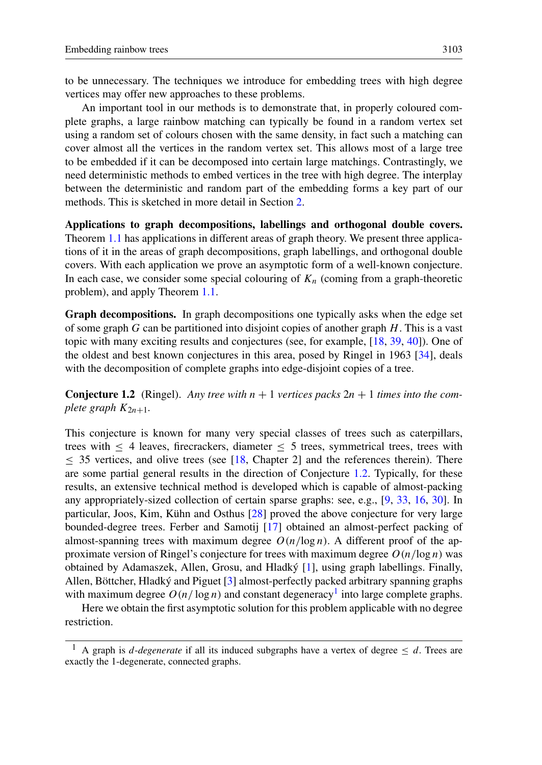to be unnecessary. The techniques we introduce for embedding trees with high degree vertices may offer new approaches to these problems.

An important tool in our methods is to demonstrate that, in properly coloured complete graphs, a large rainbow matching can typically be found in a random vertex set using a random set of colours chosen with the same density, in fact such a matching can cover almost all the vertices in the random vertex set. This allows most of a large tree to be embedded if it can be decomposed into certain large matchings. Contrastingly, we need deterministic methods to embed vertices in the tree with high degree. The interplay between the deterministic and random part of the embedding forms a key part of our methods. This is sketched in more detail in Section 2.

**Applications to graph decompositions, labellings and orthogonal double covers.** Theorem 1.1 has applications in different areas of graph theory. We present three applications of it in the areas of graph decompositions, graph labellings, and orthogonal double covers. With each application we prove an asymptotic form of a well-known conjecture. In each case, we consider some special colouring of $K_n$ (coming from a graph-theoretic problem), and apply Theorem 1.1.

**Graph decompositions.** In graph decompositions one typically asks when the edge set of some graph $G$ can be partitioned into disjoint copies of another graph $H$. This is a vast topic with many exciting results and conjectures (see, for example, [18, 39, 40]). One of the oldest and best known conjectures in this area, posed by Ringel in 1963 [34], deals with the decomposition of complete graphs into edge-disjoint copies of a tree.

**Conjecture 1.2** (Ringel). *Any tree with $n+1$ vertices packs $2n+1$ times into the complete graph $K_{2n+1}$.*

This conjecture is known for many very special classes of trees such as caterpillars, trees with $\leq 4$ leaves, firecrackers, diameter $\leq 5$ trees, symmetrical trees, trees with $\leq 35$ vertices, and olive trees (see [18, Chapter 2] and the references therein). There are some partial general results in the direction of Conjecture 1.2. Typically, for these results, an extensive technical method is developed which is capable of almost-packing any appropriately-sized collection of certain sparse graphs: see, e.g., [9, 33, 16, 30]. In particular, Joos, Kim, Kühn and Osthus [28] proved the above conjecture for very large bounded-degree trees. Ferber and Samotij [17] obtained an almost-perfect packing of almost-spanning trees with maximum degree $O(n/\log n)$. A different proof of the approximate version of Ringel's conjecture for trees with maximum degree $O(n/\log n)$ was obtained by Adamaszek, Allen, Grosu, and Hladký [1], using graph labellings. Finally, Allen, Böttcher, Hladký and Piguet [3] almost-perfectly packed arbitrary spanning graphs with maximum degree $O(n/\log n)$ and constant degeneracy[1] into large complete graphs.

Here we obtain the first asymptotic solution for this problem applicable with no degree restriction.

[1] A graph is *d-degenerate* if all its induced subgraphs have a vertex of degree $\leq d$. Trees are exactly the 1-degenerate, connected graphs.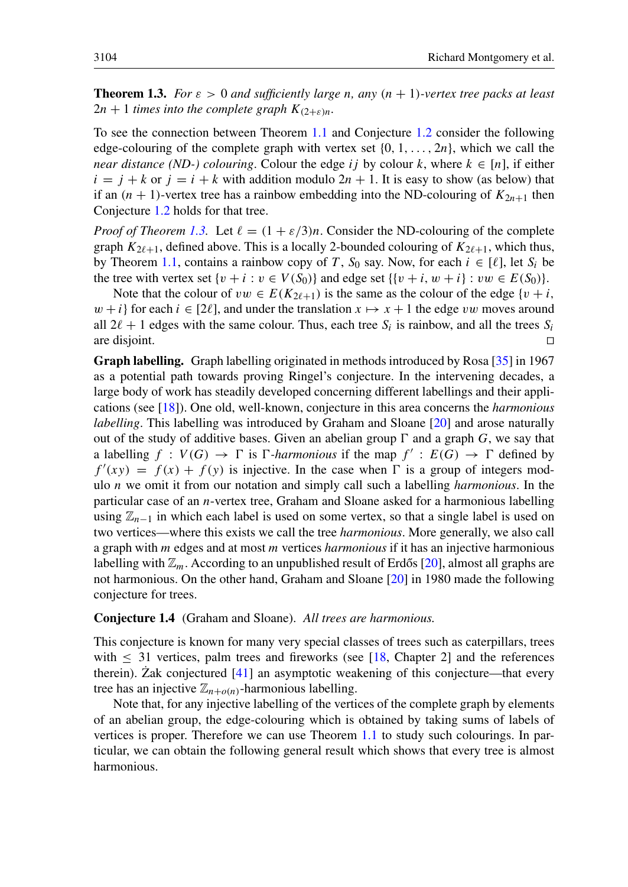**Theorem 1.3.** *For $\varepsilon > 0$ and sufficiently large $n$, any $(n+1)$-vertex tree packs at least $2n+1$ times into the complete graph $K_{(2+\varepsilon)n}$.*

To see the connection between Theorem 1.1 and Conjecture 1.2 consider the following edge-colouring of the complete graph with vertex set $\{0, 1, \ldots, 2n\}$, which we call the *near distance (ND-) colouring*. Colour the edge $ij$ by colour $k$, where $k \in [n]$, if either $i = j + k$ or $j = i + k$ with addition modulo $2n + 1$. It is easy to show (as below) that if an $(n+1)$-vertex tree has a rainbow embedding into the ND-colouring of $K_{2n+1}$ then Conjecture 1.2 holds for that tree.

*Proof of Theorem 1.3.* Let $\ell = (1 + \varepsilon/3)n$. Consider the ND-colouring of the complete graph $K_{2\ell+1}$, defined above. This is a locally 2-bounded colouring of $K_{2\ell+1}$, which thus, by Theorem 1.1, contains a rainbow copy of $T$, $S_0$ say. Now, for each $i \in [\ell]$, let $S_i$ be the tree with vertex set $\{v + i : v \in V(S_0)\}$ and edge set $\{\{v + i, w + i\} : vw \in E(S_0)\}$.

Note that the colour of $vw \in E(K_{2\ell+1})$ is the same as the colour of the edge $\{v + i, w + i\}$ for each $i \in [2\ell]$, and under the translation $x \mapsto x + 1$ the edge $vw$ moves around all $2\ell + 1$ edges with the same colour. Thus, each tree $S_i$ is rainbow, and all the trees $S_i$ are disjoint. □

**Graph labelling.** Graph labelling originated in methods introduced by Rosa [35] in 1967 as a potential path towards proving Ringel's conjecture. In the intervening decades, a large body of work has steadily developed concerning different labellings and their applications (see [18]). One old, well-known, conjecture in this area concerns the *harmonious labelling*. This labelling was introduced by Graham and Sloane [20] and arose naturally out of the study of additive bases. Given an abelian group $\Gamma$ and a graph $G$, we say that a labelling $f : V(G) \to \Gamma$ is $\Gamma$-*harmonious* if the map $f' : E(G) \to \Gamma$ defined by $f'(xy) = f(x) + f(y)$ is injective. In the case when $\Gamma$ is a group of integers modulo $n$ we omit it from our notation and simply call such a labelling *harmonious*. In the particular case of an $n$-vertex tree, Graham and Sloane asked for a harmonious labelling using $\mathbb{Z}_{n-1}$ in which each label is used on some vertex, so that a single label is used on two vertices—where this exists we call the tree *harmonious*. More generally, we also call a graph with $m$ edges and at most $m$ vertices *harmonious* if it has an injective harmonious labelling with $\mathbb{Z}_m$. According to an unpublished result of Erdős [20], almost all graphs are not harmonious. On the other hand, Graham and Sloane [20] in 1980 made the following conjecture for trees.

**Conjecture 1.4** (Graham and Sloane). *All trees are harmonious.*

This conjecture is known for many very special classes of trees such as caterpillars, trees with $\leq 31$ vertices, palm trees and fireworks (see [18, Chapter 2] and the references therein). Żak conjectured [41] an asymptotic weakening of this conjecture—that every tree has an injective $\mathbb{Z}_{n+o(n)}$-harmonious labelling.

Note that, for any injective labelling of the vertices of the complete graph by elements of an abelian group, the edge-colouring which is obtained by taking sums of labels of vertices is proper. Therefore we can use Theorem 1.1 to study such colourings. In particular, we can obtain the following general result which shows that every tree is almost harmonious.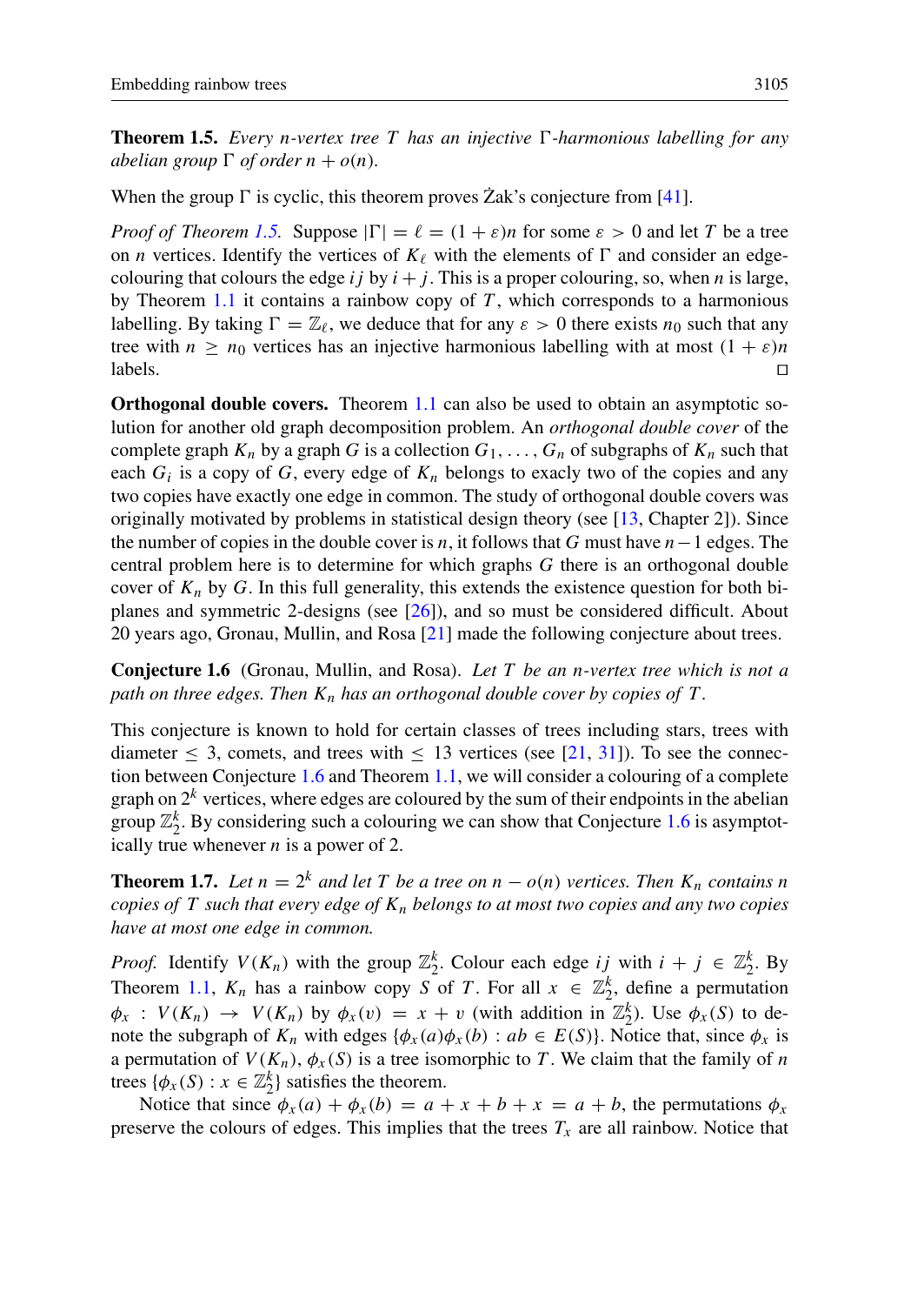**Theorem 1.5.** *Every $n$-vertex tree $T$ has an injective $\Gamma$-harmonious labelling for any abelian group $\Gamma$ of order $n + o(n)$.*

When the group $\Gamma$ is cyclic, this theorem proves Żak's conjecture from [41].

*Proof of Theorem 1.5.* Suppose $|\Gamma| = \ell = (1+\varepsilon)n$ for some $\varepsilon > 0$ and let $T$ be a tree on $n$ vertices. Identify the vertices of $K_\ell$ with the elements of $\Gamma$ and consider an edge-colouring that colours the edge $ij$ by $i + j$. This is a proper colouring, so, when $n$ is large, by Theorem 1.1 it contains a rainbow copy of $T$, which corresponds to a harmonious labelling. By taking $\Gamma = \mathbb{Z}_\ell$, we deduce that for any $\varepsilon > 0$ there exists $n_0$ such that any tree with $n \geq n_0$ vertices has an injective harmonious labelling with at most $(1+\varepsilon)n$ labels. □

**Orthogonal double covers.** Theorem 1.1 can also be used to obtain an asymptotic solution for another old graph decomposition problem. An *orthogonal double cover* of the complete graph $K_n$ by a graph $G$ is a collection $G_1, \ldots, G_n$ of subgraphs of $K_n$ such that each $G_i$ is a copy of $G$, every edge of $K_n$ belongs to exacly two of the copies and any two copies have exactly one edge in common. The study of orthogonal double covers was originally motivated by problems in statistical design theory (see [13, Chapter 2]). Since the number of copies in the double cover is $n$, it follows that $G$ must have $n-1$ edges. The central problem here is to determine for which graphs $G$ there is an orthogonal double cover of $K_n$ by $G$. In this full generality, this extends the existence question for both biplanes and symmetric 2-designs (see [26]), and so must be considered difficult. About 20 years ago, Gronau, Mullin, and Rosa [21] made the following conjecture about trees.

**Conjecture 1.6** (Gronau, Mullin, and Rosa). *Let $T$ be an $n$-vertex tree which is not a path on three edges. Then $K_n$ has an orthogonal double cover by copies of $T$.*

This conjecture is known to hold for certain classes of trees including stars, trees with diameter $\leq 3$, comets, and trees with $\leq 13$ vertices (see [21, 31]). To see the connection between Conjecture 1.6 and Theorem 1.1, we will consider a colouring of a complete graph on $2^k$ vertices, where edges are coloured by the sum of their endpoints in the abelian group $\mathbb{Z}_2^k$. By considering such a colouring we can show that Conjecture 1.6 is asymptotically true whenever $n$ is a power of 2.

**Theorem 1.7.** *Let $n = 2^k$ and let $T$ be a tree on $n - o(n)$ vertices. Then $K_n$ contains $n$ copies of $T$ such that every edge of $K_n$ belongs to at most two copies and any two copies have at most one edge in common.*

*Proof.* Identify $V(K_n)$ with the group $\mathbb{Z}_2^k$. Colour each edge $ij$ with $i + j \in \mathbb{Z}_2^k$. By Theorem 1.1, $K_n$ has a rainbow copy $S$ of $T$. For all $x \in \mathbb{Z}_2^k$, define a permutation $\phi_x : V(K_n) \to V(K_n)$ by $\phi_x(v) = x + v$ (with addition in $\mathbb{Z}_2^k$). Use $\phi_x(S)$ to denote the subgraph of $K_n$ with edges $\{\phi_x(a)\phi_x(b) : ab \in E(S)\}$. Notice that, since $\phi_x$ is a permutation of $V(K_n)$, $\phi_x(S)$ is a tree isomorphic to $T$. We claim that the family of $n$ trees $\{\phi_x(S) : x \in \mathbb{Z}_2^k\}$ satisfies the theorem.

Notice that since $\phi_x(a) + \phi_x(b) = a + x + b + x = a + b$, the permutations $\phi_x$ preserve the colours of edges. This implies that the trees $T_x$ are all rainbow. Notice that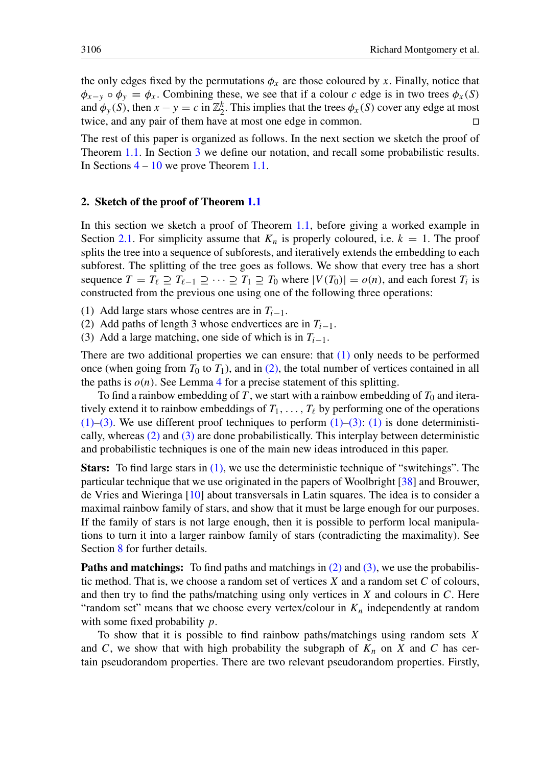the only edges fixed by the permutations $\phi_x$ are those coloured by $x$. Finally, notice that $\phi_{x-y} \circ \phi_y = \phi_x$. Combining these, we see that if a colour $c$ edge is in two trees $\phi_x(S)$ and $\phi_y(S)$, then $x - y = c$ in $\mathbb{Z}_2^k$. This implies that the trees $\phi_x(S)$ cover any edge at most twice, and any pair of them have at most one edge in common. $\square$

The rest of this paper is organized as follows. In the next section we sketch the proof of Theorem 1.1. In Section 3 we define our notation, and recall some probabilistic results. In Sections 4 – 10 we prove Theorem 1.1.

## 2. Sketch of the proof of Theorem 1.1

In this section we sketch a proof of Theorem 1.1, before giving a worked example in Section 2.1. For simplicity assume that $K_n$ is properly coloured, i.e. $k = 1$. The proof splits the tree into a sequence of subforests, and iteratively extends the embedding to each subforest. The splitting of the tree goes as follows. We show that every tree has a short sequence $T = T_\ell \supseteq T_{\ell-1} \supseteq \cdots \supseteq T_1 \supseteq T_0$ where $|V(T_0)| = o(n)$, and each forest $T_i$ is constructed from the previous one using one of the following three operations:

(1) Add large stars whose centres are in $T_{i-1}$.
(2) Add paths of length 3 whose endvertices are in $T_{i-1}$.
(3) Add a large matching, one side of which is in $T_{i-1}$.

There are two additional properties we can ensure: that (1) only needs to be performed once (when going from $T_0$ to $T_1$), and in (2), the total number of vertices contained in all the paths is $o(n)$. See Lemma 4 for a precise statement of this splitting.

To find a rainbow embedding of $T$, we start with a rainbow embedding of $T_0$ and iteratively extend it to rainbow embeddings of $T_1, \ldots, T_\ell$ by performing one of the operations (1)–(3). We use different proof techniques to perform (1)–(3): (1) is done deterministically, whereas (2) and (3) are done probabilistically. This interplay between deterministic and probabilistic techniques is one of the main new ideas introduced in this paper.

**Stars:** To find large stars in (1), we use the deterministic technique of "switchings". The particular technique that we use originated in the papers of Woolbright [38] and Brouwer, de Vries and Wieringa [10] about transversals in Latin squares. The idea is to consider a maximal rainbow family of stars, and show that it must be large enough for our purposes. If the family of stars is not large enough, then it is possible to perform local manipulations to turn it into a larger rainbow family of stars (contradicting the maximality). See Section 8 for further details.

**Paths and matchings:** To find paths and matchings in (2) and (3), we use the probabilistic method. That is, we choose a random set of vertices $X$ and a random set $C$ of colours, and then try to find the paths/matching using only vertices in $X$ and colours in $C$. Here "random set" means that we choose every vertex/colour in $K_n$ independently at random with some fixed probability $p$.

To show that it is possible to find rainbow paths/matchings using random sets $X$ and $C$, we show that with high probability the subgraph of $K_n$ on $X$ and $C$ has certain pseudorandom properties. There are two relevant pseudorandom properties. Firstly,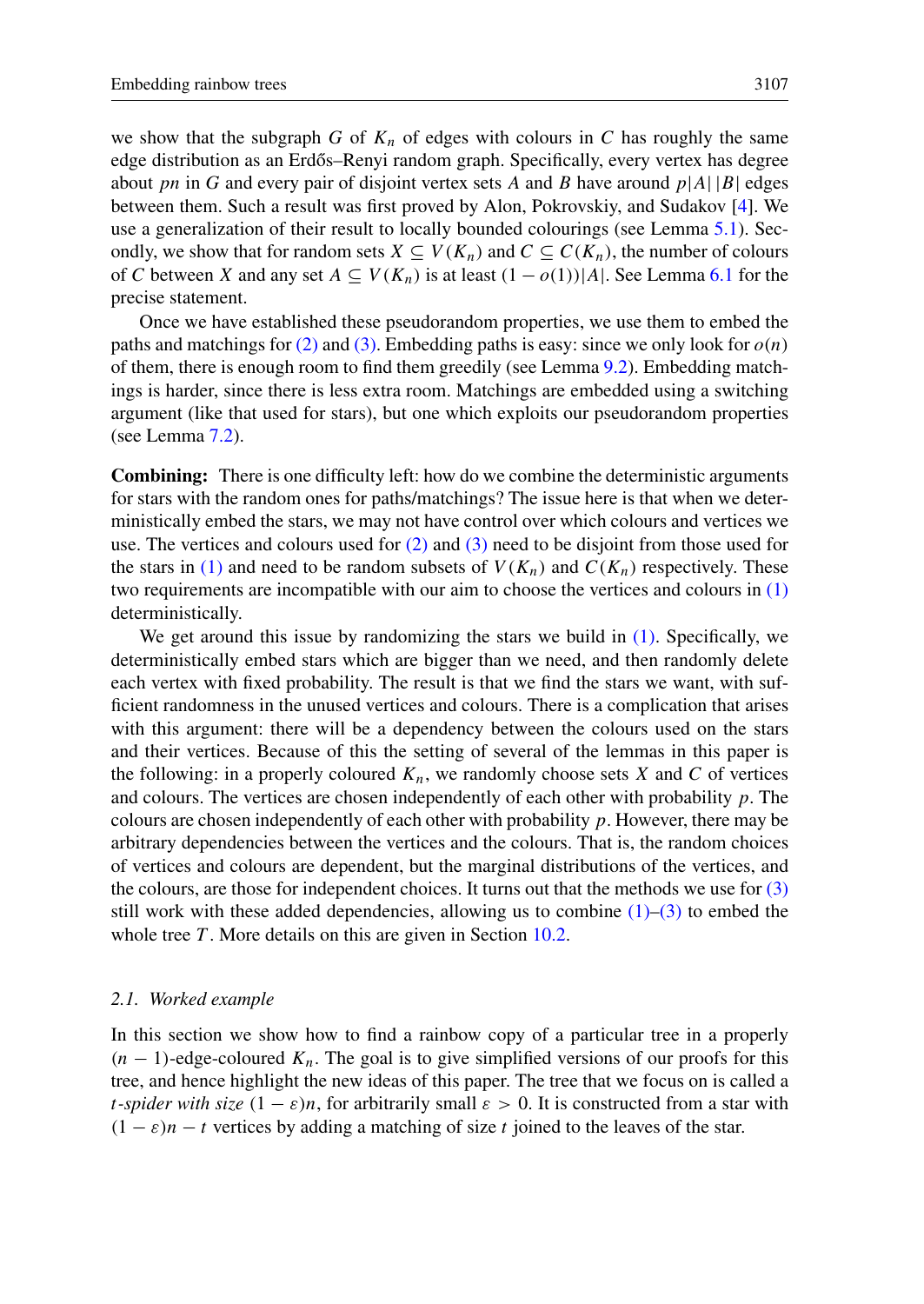we show that the subgraph $G$ of $K_n$ of edges with colours in $C$ has roughly the same edge distribution as an Erdős–Renyi random graph. Specifically, every vertex has degree about $pn$ in $G$ and every pair of disjoint vertex sets $A$ and $B$ have around $p|A||B|$ edges between them. Such a result was first proved by Alon, Pokrovskiy, and Sudakov [4]. We use a generalization of their result to locally bounded colourings (see Lemma 5.1). Secondly, we show that for random sets $X \subseteq V(K_n)$ and $C \subseteq C(K_n)$, the number of colours of $C$ between $X$ and any set $A \subseteq V(K_n)$ is at least $(1 - o(1))|A|$. See Lemma 6.1 for the precise statement.

Once we have established these pseudorandom properties, we use them to embed the paths and matchings for (2) and (3). Embedding paths is easy: since we only look for $o(n)$ of them, there is enough room to find them greedily (see Lemma 9.2). Embedding matchings is harder, since there is less extra room. Matchings are embedded using a switching argument (like that used for stars), but one which exploits our pseudorandom properties (see Lemma 7.2).

**Combining:** There is one difficulty left: how do we combine the deterministic arguments for stars with the random ones for paths/matchings? The issue here is that when we deterministically embed the stars, we may not have control over which colours and vertices we use. The vertices and colours used for (2) and (3) need to be disjoint from those used for the stars in (1) and need to be random subsets of $V(K_n)$ and $C(K_n)$ respectively. These two requirements are incompatible with our aim to choose the vertices and colours in (1) deterministically.

We get around this issue by randomizing the stars we build in (1). Specifically, we deterministically embed stars which are bigger than we need, and then randomly delete each vertex with fixed probability. The result is that we find the stars we want, with sufficient randomness in the unused vertices and colours. There is a complication that arises with this argument: there will be a dependency between the colours used on the stars and their vertices. Because of this the setting of several of the lemmas in this paper is the following: in a properly coloured $K_n$, we randomly choose sets $X$ and $C$ of vertices and colours. The vertices are chosen independently of each other with probability $p$. The colours are chosen independently of each other with probability $p$. However, there may be arbitrary dependencies between the vertices and the colours. That is, the random choices of vertices and colours are dependent, but the marginal distributions of the vertices, and the colours, are those for independent choices. It turns out that the methods we use for (3) still work with these added dependencies, allowing us to combine (1)–(3) to embed the whole tree $T$. More details on this are given in Section 10.2.

### *2.1. Worked example*

In this section we show how to find a rainbow copy of a particular tree in a properly $(n-1)$-edge-coloured $K_n$. The goal is to give simplified versions of our proofs for this tree, and hence highlight the new ideas of this paper. The tree that we focus on is called a *$t$-spider with size* $(1-\varepsilon)n$, for arbitrarily small $\varepsilon > 0$. It is constructed from a star with $(1-\varepsilon)n - t$ vertices by adding a matching of size $t$ joined to the leaves of the star.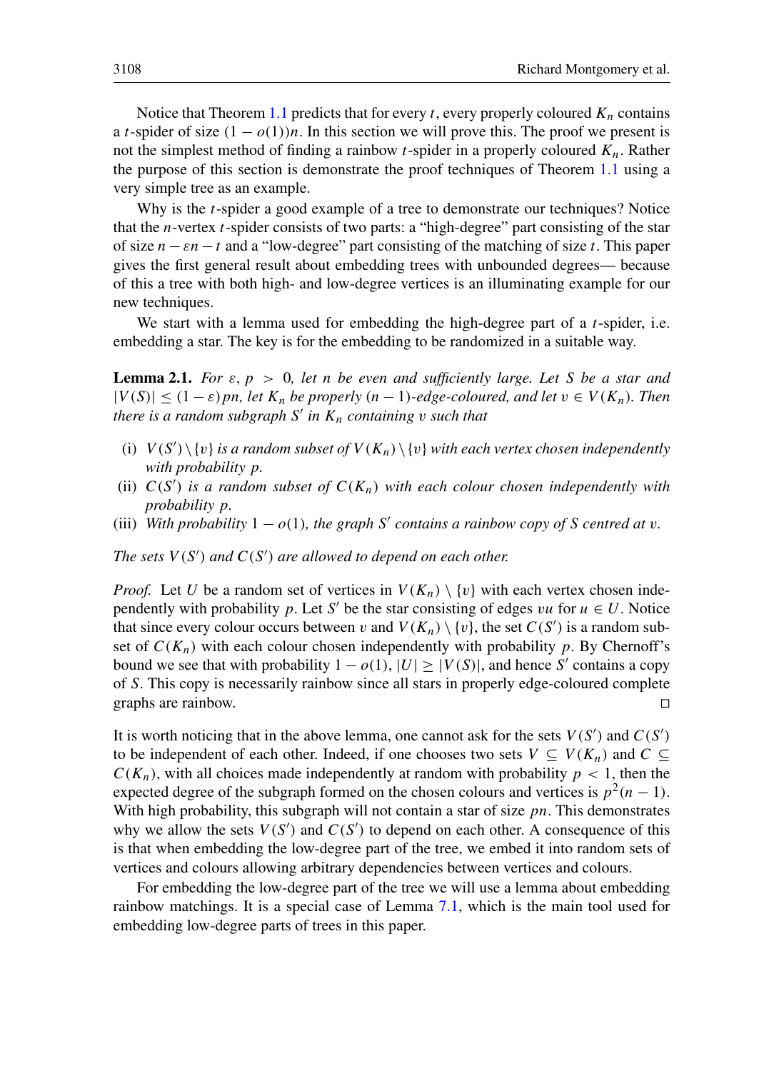Notice that Theorem 1.1 predicts that for every $t$, every properly coloured $K_n$ contains a $t$-spider of size $(1 - o(1))n$. In this section we will prove this. The proof we present is not the simplest method of finding a rainbow $t$-spider in a properly coloured $K_n$. Rather the purpose of this section is demonstrate the proof techniques of Theorem 1.1 using a very simple tree as an example.

Why is the $t$-spider a good example of a tree to demonstrate our techniques? Notice that the $n$-vertex $t$-spider consists of two parts: a "high-degree" part consisting of the star of size $n - \varepsilon n - t$ and a "low-degree" part consisting of the matching of size $t$. This paper gives the first general result about embedding trees with unbounded degrees— because of this a tree with both high- and low-degree vertices is an illuminating example for our new techniques.

We start with a lemma used for embedding the high-degree part of a $t$-spider, i.e. embedding a star. The key is for the embedding to be randomized in a suitable way.

**Lemma 2.1.** *For $\varepsilon, p > 0$, let $n$ be even and sufficiently large. Let $S$ be a star and $|V(S)| \leq (1 - \varepsilon)pn$, let $K_n$ be properly $(n-1)$-edge-coloured, and let $v \in V(K_n)$. Then there is a random subgraph $S'$ in $K_n$ containing $v$ such that*

- (i) *$V(S') \setminus \{v\}$ is a random subset of $V(K_n) \setminus \{v\}$ with each vertex chosen independently with probability $p$.*
- (ii) *$C(S')$ is a random subset of $C(K_n)$ with each colour chosen independently with probability $p$.*
- (iii) *With probability $1 - o(1)$, the graph $S'$ contains a rainbow copy of $S$ centred at $v$.*

*The sets $V(S')$ and $C(S')$ are allowed to depend on each other.*

*Proof.* Let $U$ be a random set of vertices in $V(K_n) \setminus \{v\}$ with each vertex chosen independently with probability $p$. Let $S'$ be the star consisting of edges $vu$ for $u \in U$. Notice that since every colour occurs between $v$ and $V(K_n) \setminus \{v\}$, the set $C(S')$ is a random subset of $C(K_n)$ with each colour chosen independently with probability $p$. By Chernoff's bound we see that with probability $1 - o(1)$, $|U| \geq |V(S)|$, and hence $S'$ contains a copy of $S$. This copy is necessarily rainbow since all stars in properly edge-coloured complete graphs are rainbow. $\square$

It is worth noticing that in the above lemma, one cannot ask for the sets $V(S')$ and $C(S')$ to be independent of each other. Indeed, if one chooses two sets $V \subseteq V(K_n)$ and $C \subseteq C(K_n)$, with all choices made independently at random with probability $p < 1$, then the expected degree of the subgraph formed on the chosen colours and vertices is $p^2(n-1)$. With high probability, this subgraph will not contain a star of size $pn$. This demonstrates why we allow the sets $V(S')$ and $C(S')$ to depend on each other. A consequence of this is that when embedding the low-degree part of the tree, we embed it into random sets of vertices and colours allowing arbitrary dependencies between vertices and colours.

For embedding the low-degree part of the tree we will use a lemma about embedding rainbow matchings. It is a special case of Lemma 7.1, which is the main tool used for embedding low-degree parts of trees in this paper.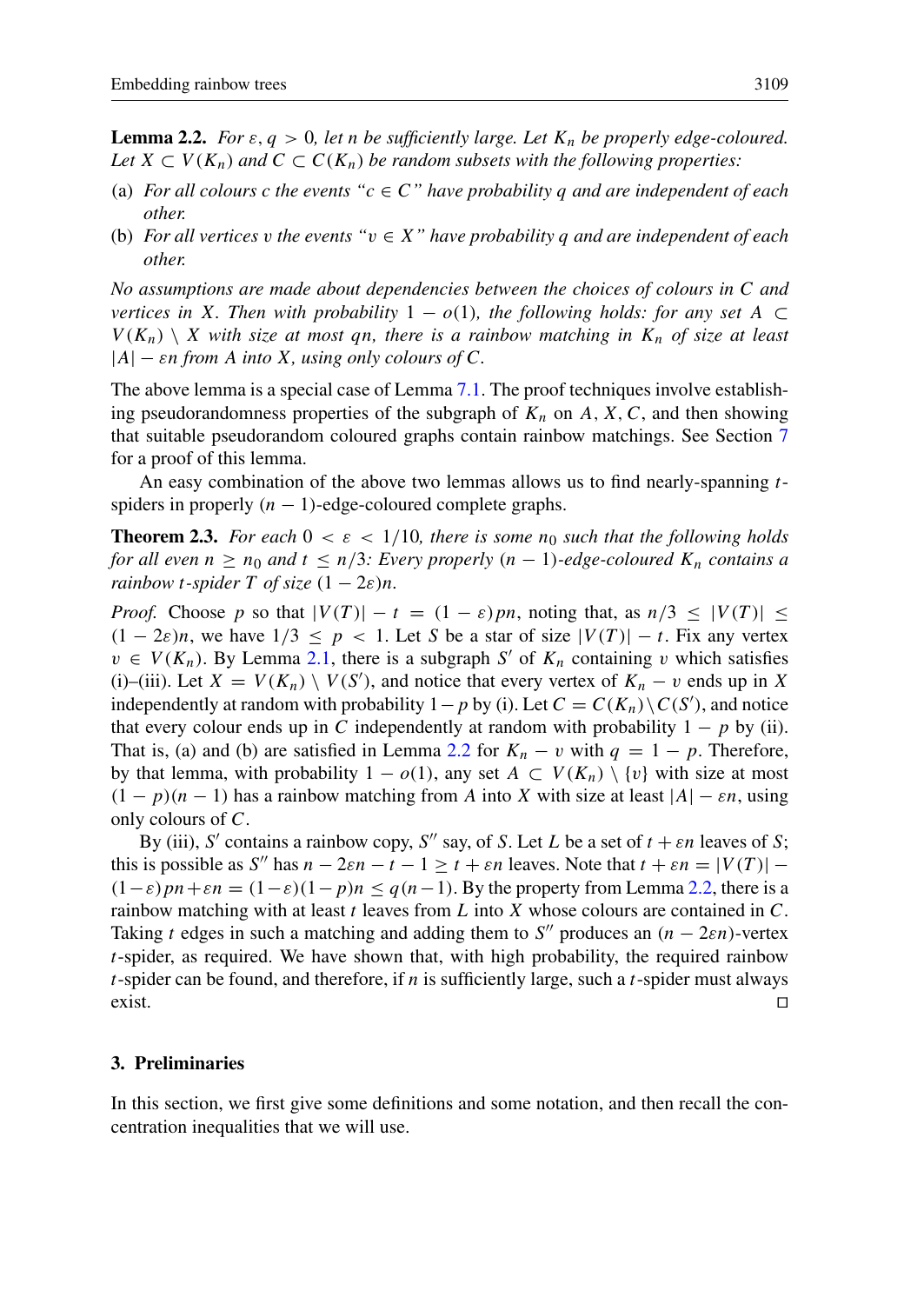**Lemma 2.2.** *For $\varepsilon, q > 0$, let $n$ be sufficiently large. Let $K_n$ be properly edge-coloured. Let $X \subset V(K_n)$ and $C \subset C(K_n)$ be random subsets with the following properties:*

(a) *For all colours $c$ the events "$c \in C$" have probability $q$ and are independent of each other.*
(b) *For all vertices $v$ the events "$v \in X$" have probability $q$ and are independent of each other.*

*No assumptions are made about dependencies between the choices of colours in $C$ and vertices in $X$. Then with probability $1 - o(1)$, the following holds: for any set $A \subset V(K_n) \setminus X$ with size at most $qn$, there is a rainbow matching in $K_n$ of size at least $|A| - \varepsilon n$ from $A$ into $X$, using only colours of $C$.*

The above lemma is a special case of Lemma 7.1. The proof techniques involve establishing pseudorandomness properties of the subgraph of $K_n$ on $A$, $X$, $C$, and then showing that suitable pseudorandom coloured graphs contain rainbow matchings. See Section 7 for a proof of this lemma.

An easy combination of the above two lemmas allows us to find nearly-spanning $t$-spiders in properly $(n-1)$-edge-coloured complete graphs.

**Theorem 2.3.** *For each $0 < \varepsilon < 1/10$, there is some $n_0$ such that the following holds for all even $n \geq n_0$ and $t \leq n/3$: Every properly $(n-1)$-edge-coloured $K_n$ contains a rainbow $t$-spider $T$ of size $(1-2\varepsilon)n$.*

*Proof.* Choose $p$ so that $|V(T)| - t = (1-\varepsilon)pn$, noting that, as $n/3 \leq |V(T)| \leq (1-2\varepsilon)n$, we have $1/3 \leq p < 1$. Let $S$ be a star of size $|V(T)| - t$. Fix any vertex $v \in V(K_n)$. By Lemma 2.1, there is a subgraph $S'$ of $K_n$ containing $v$ which satisfies (i)–(iii). Let $X = V(K_n) \setminus V(S')$, and notice that every vertex of $K_n - v$ ends up in $X$ independently at random with probability $1-p$ by (i). Let $C = C(K_n) \setminus C(S')$, and notice that every colour ends up in $C$ independently at random with probability $1-p$ by (ii). That is, (a) and (b) are satisfied in Lemma 2.2 for $K_n - v$ with $q = 1-p$. Therefore, by that lemma, with probability $1 - o(1)$, any set $A \subset V(K_n) \setminus \{v\}$ with size at most $(1-p)(n-1)$ has a rainbow matching from $A$ into $X$ with size at least $|A| - \varepsilon n$, using only colours of $C$.

By (iii), $S'$ contains a rainbow copy, $S''$ say, of $S$. Let $L$ be a set of $t + \varepsilon n$ leaves of $S$; this is possible as $S''$ has $n - 2\varepsilon n - t - 1 \geq t + \varepsilon n$ leaves. Note that $t + \varepsilon n = |V(T)| - (1-\varepsilon)pn + \varepsilon n = (1-\varepsilon)(1-p)n \leq q(n-1)$. By the property from Lemma 2.2, there is a rainbow matching with at least $t$ leaves from $L$ into $X$ whose colours are contained in $C$. Taking $t$ edges in such a matching and adding them to $S''$ produces an $(n-2\varepsilon n)$-vertex $t$-spider, as required. We have shown that, with high probability, the required rainbow $t$-spider can be found, and therefore, if $n$ is sufficiently large, such a $t$-spider must always exist. □

## 3. Preliminaries

In this section, we first give some definitions and some notation, and then recall the concentration inequalities that we will use.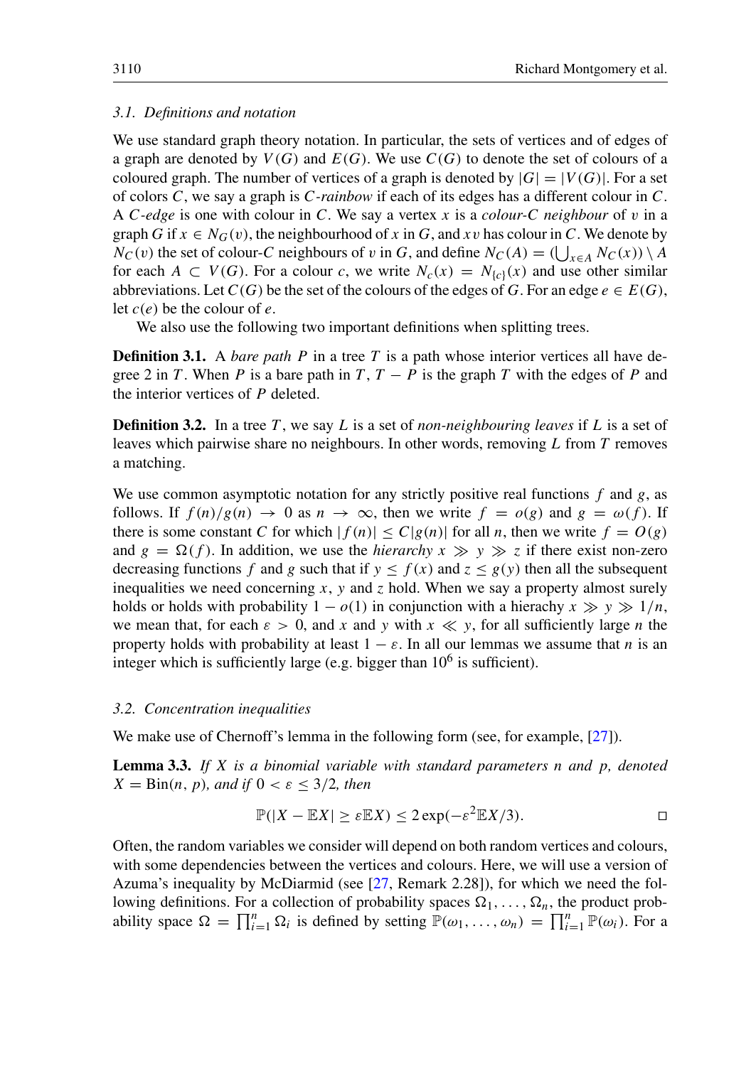### 3.1. Definitions and notation

We use standard graph theory notation. In particular, the sets of vertices and of edges of a graph are denoted by $V(G)$ and $E(G)$. We use $C(G)$ to denote the set of colours of a coloured graph. The number of vertices of a graph is denoted by $|G| = |V(G)|$. For a set of colors $C$, we say a graph is *$C$-rainbow* if each of its edges has a different colour in $C$. A *$C$-edge* is one with colour in $C$. We say a vertex $x$ is a *colour-$C$ neighbour* of $v$ in a graph $G$ if $x \in N_G(v)$, the neighbourhood of $x$ in $G$, and $xv$ has colour in $C$. We denote by $N_C(v)$ the set of colour-$C$ neighbours of $v$ in $G$, and define $N_C(A) = (\bigcup_{x\in A} N_C(x)) \setminus A$ for each $A \subset V(G)$. For a colour $c$, we write $N_c(x) = N_{\{c\}}(x)$ and use other similar abbreviations. Let $C(G)$ be the set of the colours of the edges of $G$. For an edge $e \in E(G)$, let $c(e)$ be the colour of $e$.

We also use the following two important definitions when splitting trees.

**Definition 3.1.** A *bare path* $P$ in a tree $T$ is a path whose interior vertices all have degree 2 in $T$. When $P$ is a bare path in $T$, $T - P$ is the graph $T$ with the edges of $P$ and the interior vertices of $P$ deleted.

**Definition 3.2.** In a tree $T$, we say $L$ is a set of *non-neighbouring leaves* if $L$ is a set of leaves which pairwise share no neighbours. In other words, removing $L$ from $T$ removes a matching.

We use common asymptotic notation for any strictly positive real functions $f$ and $g$, as follows. If $f(n)/g(n) \to 0$ as $n \to \infty$, then we write $f = o(g)$ and $g = \omega(f)$. If there is some constant $C$ for which $|f(n)| \leq C|g(n)|$ for all $n$, then we write $f = O(g)$ and $g = \Omega(f)$. In addition, we use the *hierarchy* $x \gg y \gg z$ if there exist non-zero decreasing functions $f$ and $g$ such that if $y \leq f(x)$ and $z \leq g(y)$ then all the subsequent inequalities we need concerning $x$, $y$ and $z$ hold. When we say a property almost surely holds or holds with probability $1 - o(1)$ in conjunction with a hierarchy $x \gg y \gg 1/n$, we mean that, for each $\varepsilon > 0$, and $x$ and $y$ with $x \ll y$, for all sufficiently large $n$ the property holds with probability at least $1 - \varepsilon$. In all our lemmas we assume that $n$ is an integer which is sufficiently large (e.g. bigger than $10^6$ is sufficient).

### 3.2. Concentration inequalities

We make use of Chernoff's lemma in the following form (see, for example, [27]).

**Lemma 3.3.** *If $X$ is a binomial variable with standard parameters $n$ and $p$, denoted $X = \text{Bin}(n, p)$, and if $0 < \varepsilon \leq 3/2$, then*

$$\mathbb{P}(|X - \mathbb{E}X| \geq \varepsilon \mathbb{E}X) \leq 2\exp(-\varepsilon^2 \mathbb{E}X/3). \qquad \square$$

Often, the random variables we consider will depend on both random vertices and colours, with some dependencies between the vertices and colours. Here, we will use a version of Azuma's inequality by McDiarmid (see [27, Remark 2.28]), for which we need the following definitions. For a collection of probability spaces $\Omega_1, \ldots, \Omega_n$, the product probability space $\Omega = \prod_{i=1}^n \Omega_i$ is defined by setting $\mathbb{P}(\omega_1, \ldots, \omega_n) = \prod_{i=1}^n \mathbb{P}(\omega_i)$. For a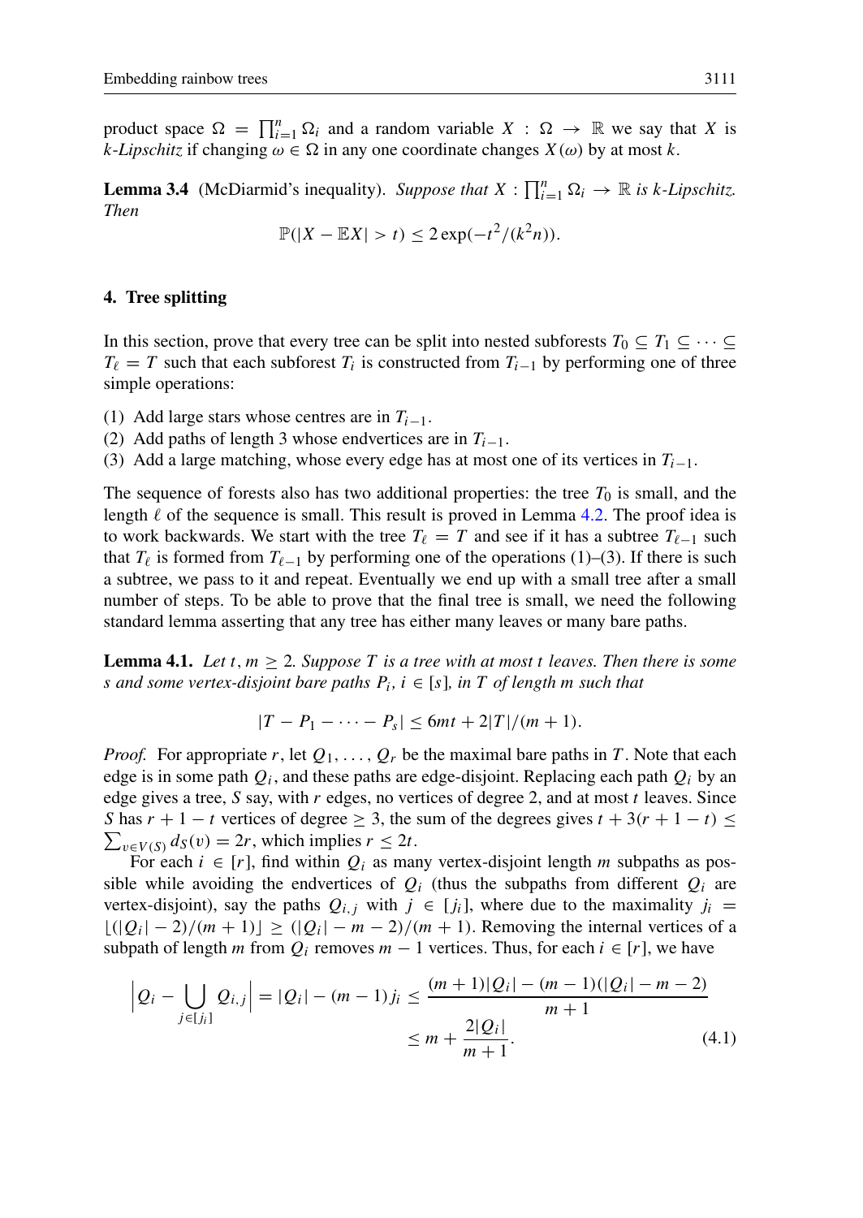product space $\Omega = \prod_{i=1}^{n} \Omega_i$ and a random variable $X : \Omega \to \mathbb{R}$ we say that $X$ is *$k$-Lipschitz* if changing $\omega \in \Omega$ in any one coordinate changes $X(\omega)$ by at most $k$.

**Lemma 3.4** (McDiarmid's inequality). *Suppose that $X : \prod_{i=1}^{n} \Omega_i \to \mathbb{R}$ is $k$-Lipschitz. Then*

$$\mathbb{P}(|X - \mathbb{E}X| > t) \leq 2\exp(-t^2/(k^2 n)).$$

## 4. Tree splitting

In this section, prove that every tree can be split into nested subforests $T_0 \subseteq T_1 \subseteq \cdots \subseteq T_\ell = T$ such that each subforest $T_i$ is constructed from $T_{i-1}$ by performing one of three simple operations:

(1) Add large stars whose centres are in $T_{i-1}$.
(2) Add paths of length 3 whose endvertices are in $T_{i-1}$.
(3) Add a large matching, whose every edge has at most one of its vertices in $T_{i-1}$.

The sequence of forests also has two additional properties: the tree $T_0$ is small, and the length $\ell$ of the sequence is small. This result is proved in Lemma 4.2. The proof idea is to work backwards. We start with the tree $T_\ell = T$ and see if it has a subtree $T_{\ell-1}$ such that $T_\ell$ is formed from $T_{\ell-1}$ by performing one of the operations (1)–(3). If there is such a subtree, we pass to it and repeat. Eventually we end up with a small tree after a small number of steps. To be able to prove that the final tree is small, we need the following standard lemma asserting that any tree has either many leaves or many bare paths.

**Lemma 4.1.** *Let $t, m \geq 2$. Suppose $T$ is a tree with at most $t$ leaves. Then there is some $s$ and some vertex-disjoint bare paths $P_i$, $i \in [s]$, in $T$ of length $m$ such that*

$$|T - P_1 - \cdots - P_s| \leq 6mt + 2|T|/(m+1).$$

*Proof.* For appropriate $r$, let $Q_1, \ldots, Q_r$ be the maximal bare paths in $T$. Note that each edge is in some path $Q_i$, and these paths are edge-disjoint. Replacing each path $Q_i$ by an edge gives a tree, $S$ say, with $r$ edges, no vertices of degree 2, and at most $t$ leaves. Since $S$ has $r + 1 - t$ vertices of degree $\geq 3$, the sum of the degrees gives $t + 3(r + 1 - t) \leq \sum_{v \in V(S)} d_S(v) = 2r$, which implies $r \leq 2t$.

For each $i \in [r]$, find within $Q_i$ as many vertex-disjoint length $m$ subpaths as possible while avoiding the endvertices of $Q_i$ (thus the subpaths from different $Q_i$ are vertex-disjoint), say the paths $Q_{i,j}$ with $j \in [j_i]$, where due to the maximality $j_i = \lfloor (|Q_i| - 2)/(m+1) \rfloor \geq (|Q_i| - m - 2)/(m+1)$. Removing the internal vertices of a subpath of length $m$ from $Q_i$ removes $m - 1$ vertices. Thus, for each $i \in [r]$, we have

$$\Big| Q_i - \bigcup_{j \in [j_i]} Q_{i,j} \Big| = |Q_i| - (m-1)j_i \leq \frac{(m+1)|Q_i| - (m-1)(|Q_i| - m - 2)}{m+1}$$
$$\leq m + \frac{2|Q_i|}{m+1}. \tag{4.1}$$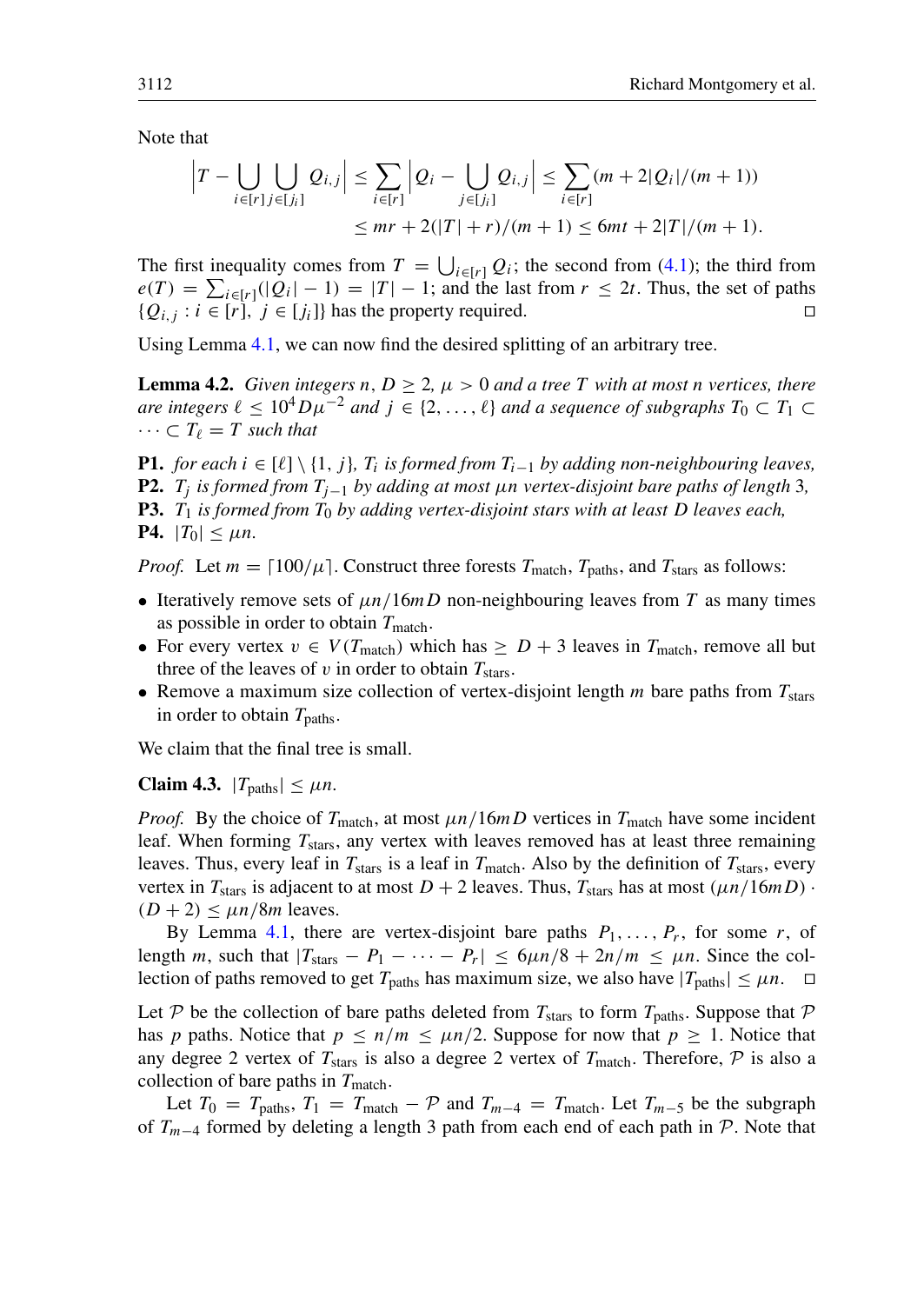Note that

$$\Big|T - \bigcup_{i\in[r]}\bigcup_{j\in[j_i]} Q_{i,j}\Big| \le \sum_{i\in[r]}\Big|Q_i - \bigcup_{j\in[j_i]} Q_{i,j}\Big| \le \sum_{i\in[r]}(m + 2|Q_i|/(m+1))$$
$$\le mr + 2(|T|+r)/(m+1) \le 6mt + 2|T|/(m+1).$$

The first inequality comes from $T = \bigcup_{i\in[r]} Q_i$; the second from (4.1); the third from $e(T) = \sum_{i\in[r]}(|Q_i| - 1) = |T| - 1$; and the last from $r \le 2t$. Thus, the set of paths $\{Q_{i,j} : i \in [r],\ j \in [j_i]\}$ has the property required. □

Using Lemma 4.1, we can now find the desired splitting of an arbitrary tree.

**Lemma 4.2.** *Given integers $n$, $D \ge 2$, $\mu > 0$ and a tree $T$ with at most $n$ vertices, there are integers $\ell \le 10^4 D\mu^{-2}$ and $j \in \{2, \dots, \ell\}$ and a sequence of subgraphs $T_0 \subset T_1 \subset \dots \subset T_\ell = T$ such that*

**P1.** *for each $i \in [\ell] \setminus \{1, j\}$, $T_i$ is formed from $T_{i-1}$ by adding non-neighbouring leaves,*
**P2.** *$T_j$ is formed from $T_{j-1}$ by adding at most $\mu n$ vertex-disjoint bare paths of length 3,*
**P3.** *$T_1$ is formed from $T_0$ by adding vertex-disjoint stars with at least $D$ leaves each,*
**P4.** *$|T_0| \le \mu n$.*

*Proof.* Let $m = \lceil 100/\mu \rceil$. Construct three forests $T_{\text{match}}$, $T_{\text{paths}}$, and $T_{\text{stars}}$ as follows:

- Iteratively remove sets of $\mu n/16mD$ non-neighbouring leaves from $T$ as many times as possible in order to obtain $T_{\text{match}}$.
- For every vertex $v \in V(T_{\text{match}})$ which has $\ge D + 3$ leaves in $T_{\text{match}}$, remove all but three of the leaves of $v$ in order to obtain $T_{\text{stars}}$.
- Remove a maximum size collection of vertex-disjoint length $m$ bare paths from $T_{\text{stars}}$ in order to obtain $T_{\text{paths}}$.

We claim that the final tree is small.

**Claim 4.3.** $|T_{\text{paths}}| \le \mu n$.

*Proof.* By the choice of $T_{\text{match}}$, at most $\mu n/16mD$ vertices in $T_{\text{match}}$ have some incident leaf. When forming $T_{\text{stars}}$, any vertex with leaves removed has at least three remaining leaves. Thus, every leaf in $T_{\text{stars}}$ is a leaf in $T_{\text{match}}$. Also by the definition of $T_{\text{stars}}$, every vertex in $T_{\text{stars}}$ is adjacent to at most $D+2$ leaves. Thus, $T_{\text{stars}}$ has at most $(\mu n/16mD) \cdot (D+2) \le \mu n/8m$ leaves.

By Lemma 4.1, there are vertex-disjoint bare paths $P_1, \dots, P_r$, for some $r$, of length $m$, such that $|T_{\text{stars}} - P_1 - \dots - P_r| \le 6\mu n/8 + 2n/m \le \mu n$. Since the collection of paths removed to get $T_{\text{paths}}$ has maximum size, we also have $|T_{\text{paths}}| \le \mu n$. □

Let $\mathcal{P}$ be the collection of bare paths deleted from $T_{\text{stars}}$ to form $T_{\text{paths}}$. Suppose that $\mathcal{P}$ has $p$ paths. Notice that $p \le n/m \le \mu n/2$. Suppose for now that $p \ge 1$. Notice that any degree 2 vertex of $T_{\text{stars}}$ is also a degree 2 vertex of $T_{\text{match}}$. Therefore, $\mathcal{P}$ is also a collection of bare paths in $T_{\text{match}}$.

Let $T_0 = T_{\text{paths}}$, $T_1 = T_{\text{match}} - \mathcal{P}$ and $T_{m-4} = T_{\text{match}}$. Let $T_{m-5}$ be the subgraph of $T_{m-4}$ formed by deleting a length 3 path from each end of each path in $\mathcal{P}$. Note that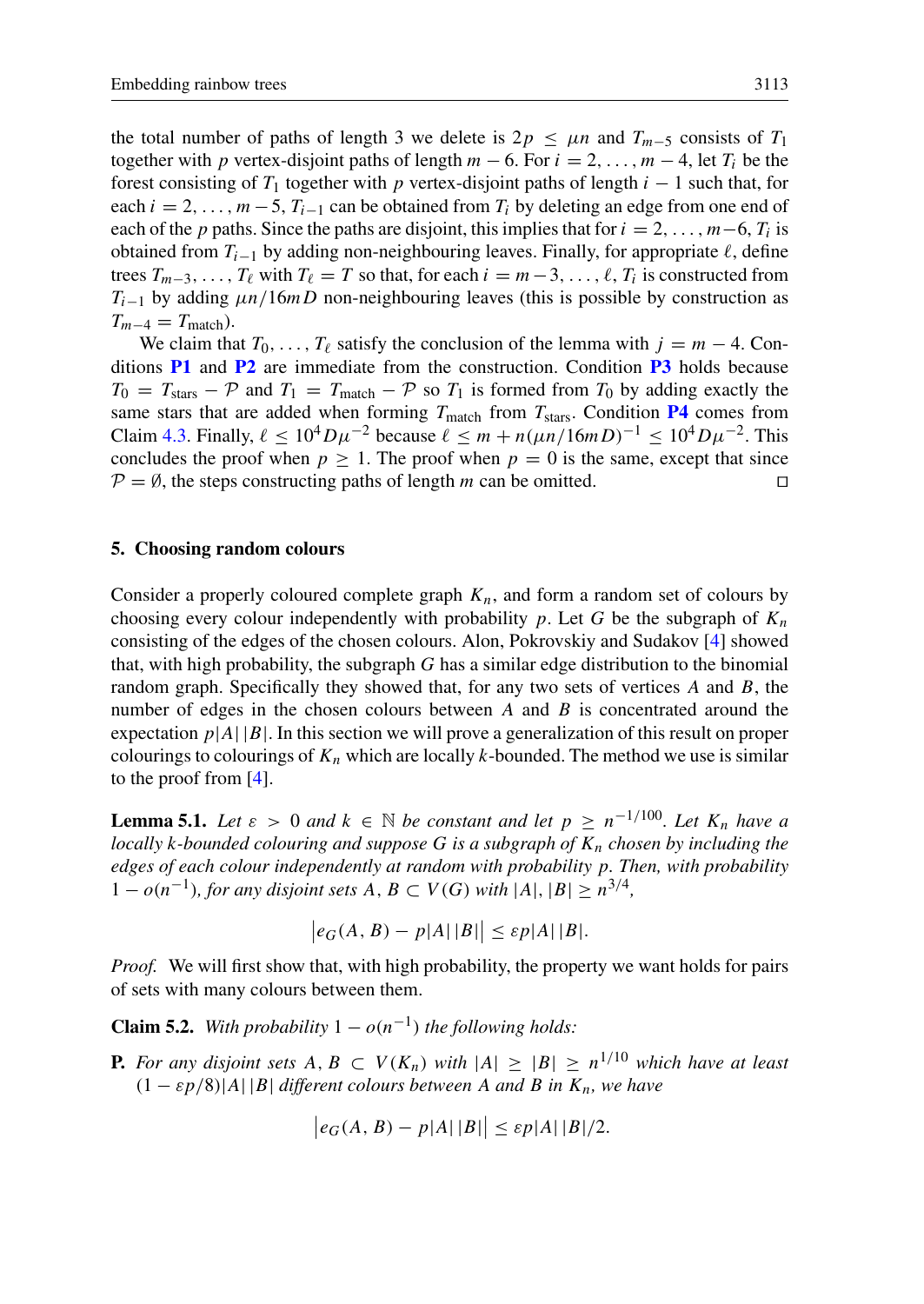the total number of paths of length 3 we delete is $2p \leq \mu n$ and $T_{m-5}$ consists of $T_1$ together with $p$ vertex-disjoint paths of length $m-6$. For $i = 2, \ldots, m-4$, let $T_i$ be the forest consisting of $T_1$ together with $p$ vertex-disjoint paths of length $i-1$ such that, for each $i = 2, \ldots, m-5$, $T_{i-1}$ can be obtained from $T_i$ by deleting an edge from one end of each of the $p$ paths. Since the paths are disjoint, this implies that for $i = 2, \ldots, m-6$, $T_i$ is obtained from $T_{i-1}$ by adding non-neighbouring leaves. Finally, for appropriate $\ell$, define trees $T_{m-3}, \ldots, T_\ell$ with $T_\ell = T$ so that, for each $i = m-3, \ldots, \ell$, $T_i$ is constructed from $T_{i-1}$ by adding $\mu n/16mD$ non-neighbouring leaves (this is possible by construction as $T_{m-4} = T_{\text{match}}$).

We claim that $T_0, \ldots, T_\ell$ satisfy the conclusion of the lemma with $j = m-4$. Conditions **P1** and **P2** are immediate from the construction. Condition **P3** holds because $T_0 = T_{\text{stars}} - \mathcal{P}$ and $T_1 = T_{\text{match}} - \mathcal{P}$ so $T_1$ is formed from $T_0$ by adding exactly the same stars that are added when forming $T_{\text{match}}$ from $T_{\text{stars}}$. Condition **P4** comes from Claim 4.3. Finally, $\ell \leq 10^4 D\mu^{-2}$ because $\ell \leq m + n(\mu n/16mD)^{-1} \leq 10^4 D\mu^{-2}$. This concludes the proof when $p \geq 1$. The proof when $p = 0$ is the same, except that since $\mathcal{P} = \emptyset$, the steps constructing paths of length $m$ can be omitted. □

## 5. Choosing random colours

Consider a properly coloured complete graph $K_n$, and form a random set of colours by choosing every colour independently with probability $p$. Let $G$ be the subgraph of $K_n$ consisting of the edges of the chosen colours. Alon, Pokrovskiy and Sudakov [4] showed that, with high probability, the subgraph $G$ has a similar edge distribution to the binomial random graph. Specifically they showed that, for any two sets of vertices $A$ and $B$, the number of edges in the chosen colours between $A$ and $B$ is concentrated around the expectation $p|A||B|$. In this section we will prove a generalization of this result on proper colourings to colourings of $K_n$ which are locally $k$-bounded. The method we use is similar to the proof from [4].

**Lemma 5.1.** *Let $\varepsilon > 0$ and $k \in \mathbb{N}$ be constant and let $p \geq n^{-1/100}$. Let $K_n$ have a locally $k$-bounded colouring and suppose $G$ is a subgraph of $K_n$ chosen by including the edges of each colour independently at random with probability $p$. Then, with probability $1 - o(n^{-1})$, for any disjoint sets $A, B \subset V(G)$ with $|A|, |B| \geq n^{3/4}$,*

$$\left| e_G(A, B) - p|A||B| \right| \leq \varepsilon p|A||B|.$$

*Proof.* We will first show that, with high probability, the property we want holds for pairs of sets with many colours between them.

**Claim 5.2.** *With probability $1 - o(n^{-1})$ the following holds:*

**P.** *For any disjoint sets $A, B \subset V(K_n)$ with $|A| \geq |B| \geq n^{1/10}$ which have at least $(1 - \varepsilon p/8)|A||B|$ different colours between $A$ and $B$ in $K_n$, we have*

$$\left| e_G(A, B) - p|A||B| \right| \leq \varepsilon p|A||B|/2.$$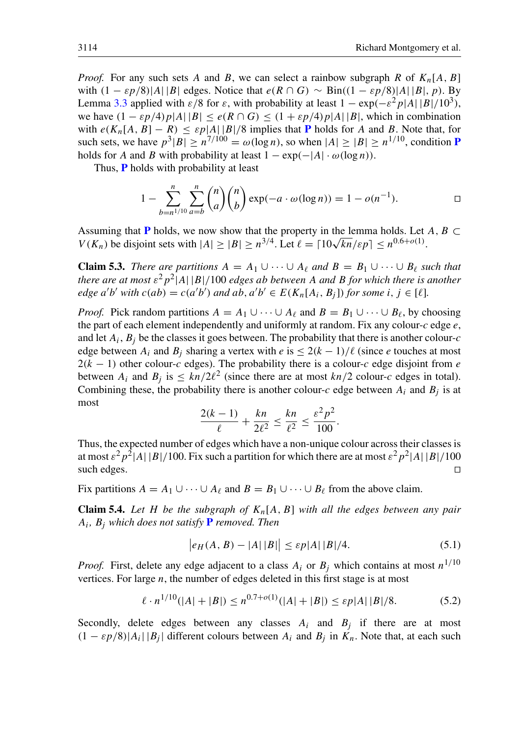*Proof.* For any such sets $A$ and $B$, we can select a rainbow subgraph $R$ of $K_n[A, B]$ with $(1 - \varepsilon p/8)|A||B|$ edges. Notice that $e(R \cap G) \sim \mathrm{Bin}((1 - \varepsilon p/8)|A||B|, p)$. By Lemma 3.3 applied with $\varepsilon/8$ for $\varepsilon$, with probability at least $1 - \exp(-\varepsilon^2 p|A||B|/10^3)$, we have $(1 - \varepsilon p/4)p|A||B| \le e(R \cap G) \le (1 + \varepsilon p/4)p|A||B|$, which in combination with $e(K_n[A, B] - R) \le \varepsilon p|A||B|/8$ implies that **P** holds for $A$ and $B$. Note that, for such sets, we have $p^3|B| \ge n^{7/100} = \omega(\log n)$, so when $|A| \ge |B| \ge n^{1/10}$, condition **P** holds for $A$ and $B$ with probability at least $1 - \exp(-|A| \cdot \omega(\log n))$.

Thus, **P** holds with probability at least

$$1 - \sum_{b=n^{1/10}}^{n} \sum_{a=b}^{n} \binom{n}{a}\binom{n}{b} \exp(-a \cdot \omega(\log n)) = 1 - o(n^{-1}). \qquad \square$$

Assuming that **P** holds, we now show that the property in the lemma holds. Let $A, B \subset V(K_n)$ be disjoint sets with $|A| \ge |B| \ge n^{3/4}$. Let $\ell = \lceil 10\sqrt{kn}/\varepsilon p \rceil \le n^{0.6+o(1)}$.

**Claim 5.3.** *There are partitions $A = A_1 \cup \cdots \cup A_\ell$ and $B = B_1 \cup \cdots \cup B_\ell$ such that there are at most $\varepsilon^2 p^2|A||B|/100$ edges $ab$ between $A$ and $B$ for which there is another edge $a'b'$ with $c(ab) = c(a'b')$ and $ab, a'b' \in E(K_n[A_i, B_j])$ for some $i, j \in [\ell]$.*

*Proof.* Pick random partitions $A = A_1 \cup \cdots \cup A_\ell$ and $B = B_1 \cup \cdots \cup B_\ell$, by choosing the part of each element independently and uniformly at random. Fix any colour-$c$ edge $e$, and let $A_i, B_j$ be the classes it goes between. The probability that there is another colour-$c$ edge between $A_i$ and $B_j$ sharing a vertex with $e$ is $\le 2(k-1)/\ell$ (since $e$ touches at most $2(k-1)$ other colour-$c$ edges). The probability there is a colour-$c$ edge disjoint from $e$ between $A_i$ and $B_j$ is $\le kn/2\ell^2$ (since there are at most $kn/2$ colour-$c$ edges in total). Combining these, the probability there is another colour-$c$ edge between $A_i$ and $B_j$ is at most

$$\frac{2(k-1)}{\ell} + \frac{kn}{2\ell^2} \le \frac{kn}{\ell^2} \le \frac{\varepsilon^2 p^2}{100}.$$

Thus, the expected number of edges which have a non-unique colour across their classes is at most $\varepsilon^2 p^2|A||B|/100$. Fix such a partition for which there are at most $\varepsilon^2 p^2|A||B|/100$ such edges. $\square$

Fix partitions $A = A_1 \cup \cdots \cup A_\ell$ and $B = B_1 \cup \cdots \cup B_\ell$ from the above claim.

**Claim 5.4.** *Let $H$ be the subgraph of $K_n[A, B]$ with all the edges between any pair $A_i$, $B_j$ which does not satisfy* **P** *removed. Then*

$$\big|e_H(A, B) - |A||B|\big| \le \varepsilon p|A||B|/4. \tag{5.1}$$

*Proof.* First, delete any edge adjacent to a class $A_i$ or $B_j$ which contains at most $n^{1/10}$ vertices. For large $n$, the number of edges deleted in this first stage is at most

$$\ell \cdot n^{1/10}(|A| + |B|) \le n^{0.7+o(1)}(|A| + |B|) \le \varepsilon p|A||B|/8. \tag{5.2}$$

Secondly, delete edges between any classes $A_i$ and $B_j$ if there are at most $(1 - \varepsilon p/8)|A_i||B_j|$ different colours between $A_i$ and $B_j$ in $K_n$. Note that, at each such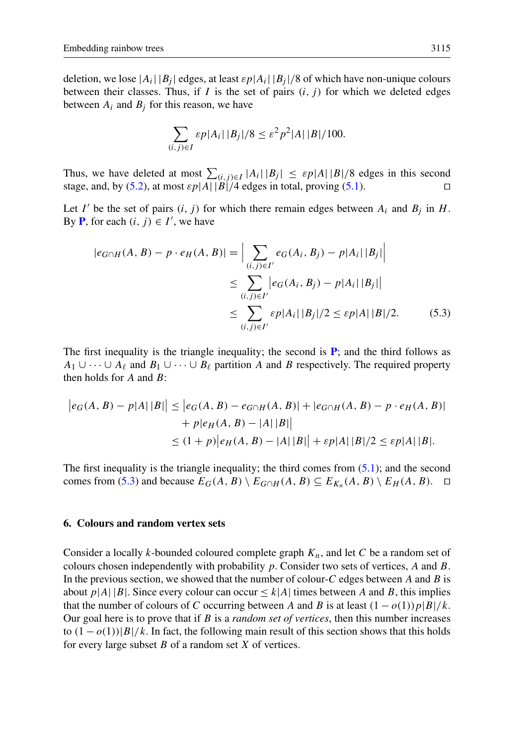deletion, we lose $|A_i||B_j|$ edges, at least $\varepsilon p|A_i||B_j|/8$ of which have non-unique colours between their classes. Thus, if $I$ is the set of pairs $(i, j)$ for which we deleted edges between $A_i$ and $B_j$ for this reason, we have

$$\sum_{(i,j)\in I} \varepsilon p|A_i||B_j|/8 \le \varepsilon^2 p^2|A||B|/100.$$

Thus, we have deleted at most $\sum_{(i,j)\in I} |A_i||B_j| \le \varepsilon p|A||B|/8$ edges in this second stage, and, by (5.2), at most $\varepsilon p|A||B|/4$ edges in total, proving (5.1). □

Let $I'$ be the set of pairs $(i, j)$ for which there remain edges between $A_i$ and $B_j$ in $H$. By **P**, for each $(i, j) \in I'$, we have

$$\begin{aligned}
|e_{G\cap H}(A, B) - p \cdot e_H(A, B)| &= \Big| \sum_{(i,j)\in I'} e_G(A_i, B_j) - p|A_i||B_j| \Big| \\
&\le \sum_{(i,j)\in I'} \big| e_G(A_i, B_j) - p|A_i||B_j| \big| \\
&\le \sum_{(i,j)\in I'} \varepsilon p|A_i||B_j|/2 \le \varepsilon p|A||B|/2. \qquad (5.3)
\end{aligned}$$

The first inequality is the triangle inequality; the second is **P**; and the third follows as $A_1 \cup \cdots \cup A_\ell$ and $B_1 \cup \cdots \cup B_\ell$ partition $A$ and $B$ respectively. The required property then holds for $A$ and $B$:

$$\begin{aligned}
\big| e_G(A, B) - p|A||B| \big| &\le \big| e_G(A, B) - e_{G\cap H}(A, B) \big| + |e_{G\cap H}(A, B) - p \cdot e_H(A, B)| \\
&\quad + p\big| e_H(A, B) - |A||B| \big| \\
&\le (1 + p)\big| e_H(A, B) - |A||B| \big| + \varepsilon p|A||B|/2 \le \varepsilon p|A||B|.
\end{aligned}$$

The first inequality is the triangle inequality; the third comes from (5.1); and the second comes from (5.3) and because $E_G(A, B) \setminus E_{G\cap H}(A, B) \subseteq E_{K_n}(A, B) \setminus E_H(A, B)$. □

## 6. Colours and random vertex sets

Consider a locally $k$-bounded coloured complete graph $K_n$, and let $C$ be a random set of colours chosen independently with probability $p$. Consider two sets of vertices, $A$ and $B$. In the previous section, we showed that the number of colour-$C$ edges between $A$ and $B$ is about $p|A||B|$. Since every colour can occur $\le k|A|$ times between $A$ and $B$, this implies that the number of colours of $C$ occurring between $A$ and $B$ is at least $(1 - o(1))p|B|/k$. Our goal here is to prove that if $B$ is a *random set of vertices*, then this number increases to $(1 - o(1))|B|/k$. In fact, the following main result of this section shows that this holds for every large subset $B$ of a random set $X$ of vertices.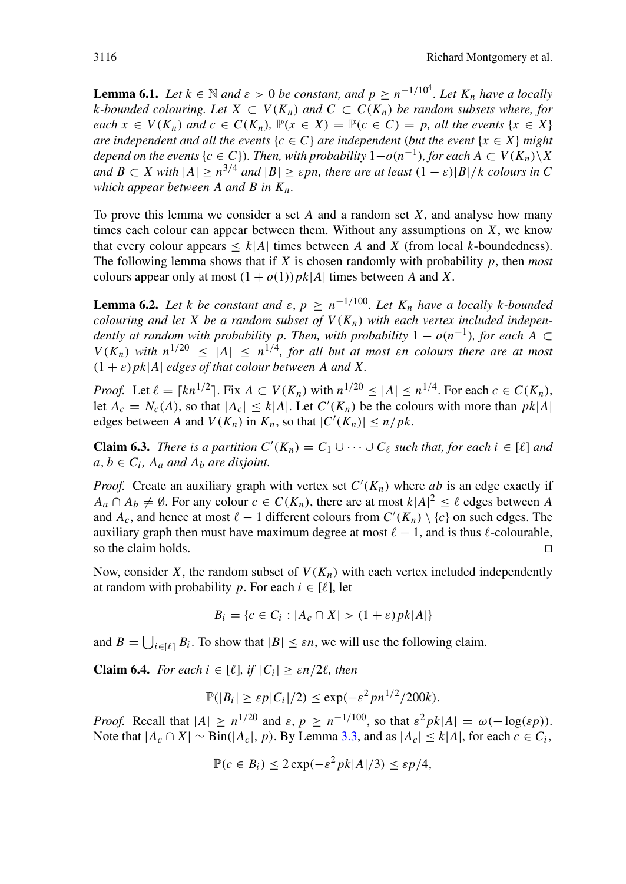**Lemma 6.1.** *Let $k \in \mathbb{N}$ and $\varepsilon > 0$ be constant, and $p \geq n^{-1/10^4}$. Let $K_n$ have a locally $k$-bounded colouring. Let $X \subset V(K_n)$ and $C \subset C(K_n)$ be random subsets where, for each $x \in V(K_n)$ and $c \in C(K_n)$, $\mathbb{P}(x \in X) = \mathbb{P}(c \in C) = p$, all the events $\{x \in X\}$ are independent and all the events $\{c \in C\}$ are independent (but the event $\{x \in X\}$ might depend on the events $\{c \in C\}$). Then, with probability $1 - o(n^{-1})$, for each $A \subset V(K_n) \setminus X$ and $B \subset X$ with $|A| \geq n^{3/4}$ and $|B| \geq \varepsilon pn$, there are at least $(1-\varepsilon)|B|/k$ colours in $C$ which appear between $A$ and $B$ in $K_n$.*

To prove this lemma we consider a set $A$ and a random set $X$, and analyse how many times each colour can appear between them. Without any assumptions on $X$, we know that every colour appears $\leq k|A|$ times between $A$ and $X$ (from local $k$-boundedness). The following lemma shows that if $X$ is chosen randomly with probability $p$, then *most* colours appear only at most $(1+o(1))pk|A|$ times between $A$ and $X$.

**Lemma 6.2.** *Let $k$ be constant and $\varepsilon, p \geq n^{-1/100}$. Let $K_n$ have a locally $k$-bounded colouring and let $X$ be a random subset of $V(K_n)$ with each vertex included independently at random with probability $p$. Then, with probability $1 - o(n^{-1})$, for each $A \subset V(K_n)$ with $n^{1/20} \leq |A| \leq n^{1/4}$, for all but at most $\varepsilon n$ colours there are at most $(1+\varepsilon)pk|A|$ edges of that colour between $A$ and $X$.*

*Proof.* Let $\ell = \lceil kn^{1/2} \rceil$. Fix $A \subset V(K_n)$ with $n^{1/20} \leq |A| \leq n^{1/4}$. For each $c \in C(K_n)$, let $A_c = N_c(A)$, so that $|A_c| \leq k|A|$. Let $C'(K_n)$ be the colours with more than $pk|A|$ edges between $A$ and $V(K_n)$ in $K_n$, so that $|C'(K_n)| \leq n/pk$.

**Claim 6.3.** *There is a partition $C'(K_n) = C_1 \cup \cdots \cup C_\ell$ such that, for each $i \in [\ell]$ and $a, b \in C_i$, $A_a$ and $A_b$ are disjoint.*

*Proof.* Create an auxiliary graph with vertex set $C'(K_n)$ where $ab$ is an edge exactly if $A_a \cap A_b \neq \emptyset$. For any colour $c \in C(K_n)$, there are at most $k|A|^2 \leq \ell$ edges between $A$ and $A_c$, and hence at most $\ell - 1$ different colours from $C'(K_n) \setminus \{c\}$ on such edges. The auxiliary graph then must have maximum degree at most $\ell - 1$, and is thus $\ell$-colourable, so the claim holds. □

Now, consider $X$, the random subset of $V(K_n)$ with each vertex included independently at random with probability $p$. For each $i \in [\ell]$, let

$$B_i = \{c \in C_i : |A_c \cap X| > (1+\varepsilon)pk|A|\}$$

and $B = \bigcup_{i \in [\ell]} B_i$. To show that $|B| \leq \varepsilon n$, we will use the following claim.

**Claim 6.4.** *For each $i \in [\ell]$, if $|C_i| \geq \varepsilon n/2\ell$, then*

$$\mathbb{P}(|B_i| \geq \varepsilon p|C_i|/2) \leq \exp(-\varepsilon^2 pn^{1/2}/200k).$$

*Proof.* Recall that $|A| \geq n^{1/20}$ and $\varepsilon, p \geq n^{-1/100}$, so that $\varepsilon^2 pk|A| = \omega(-\log(\varepsilon p))$. Note that $|A_c \cap X| \sim \text{Bin}(|A_c|, p)$. By Lemma 3.3, and as $|A_c| \leq k|A|$, for each $c \in C_i$,

$$\mathbb{P}(c \in B_i) \leq 2\exp(-\varepsilon^2 pk|A|/3) \leq \varepsilon p/4,$$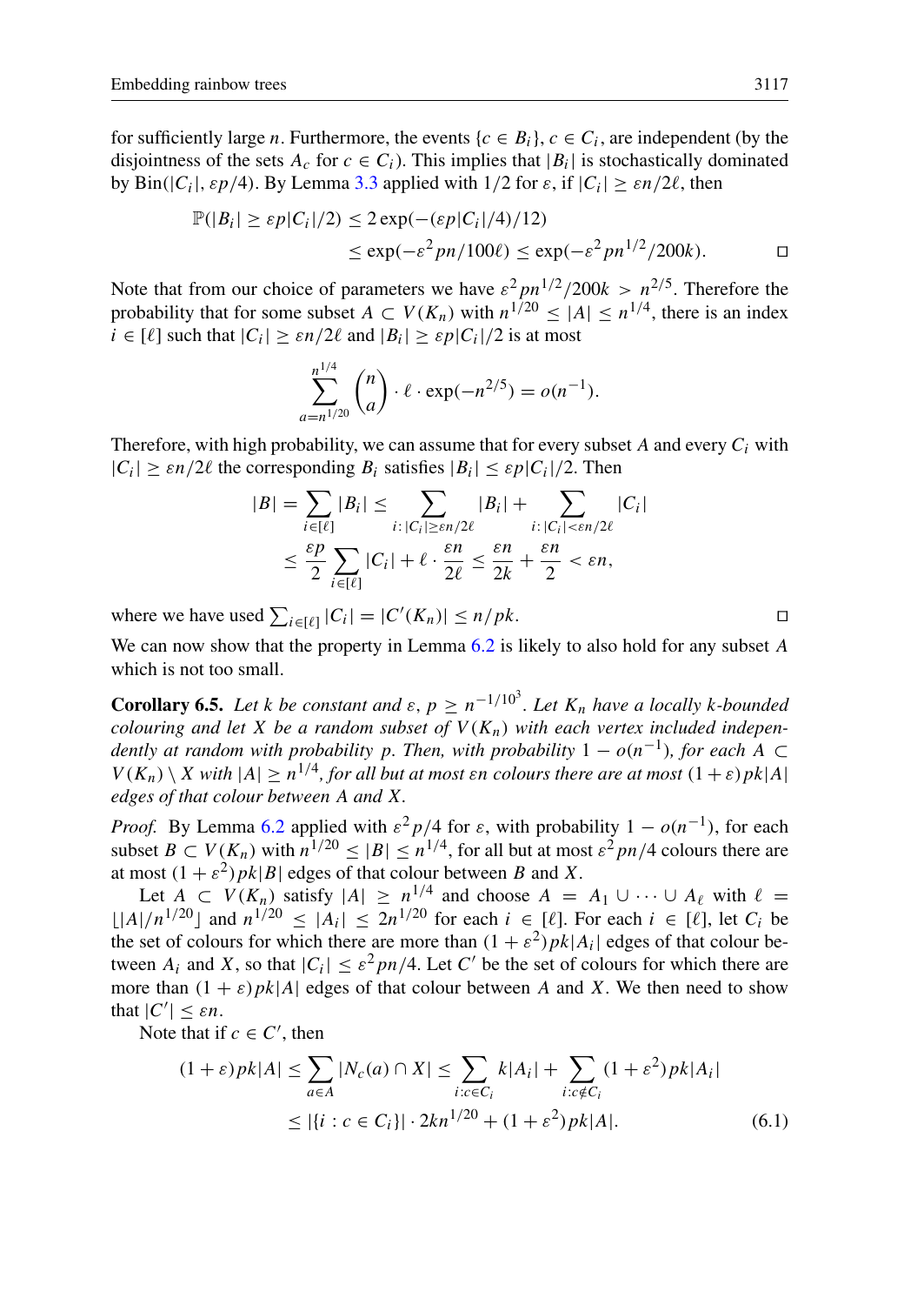for sufficiently large $n$. Furthermore, the events $\{c \in B_i\}$, $c \in C_i$, are independent (by the disjointness of the sets $A_c$ for $c \in C_i$). This implies that $|B_i|$ is stochastically dominated by $\mathrm{Bin}(|C_i|, \varepsilon p/4)$. By Lemma 3.3 applied with $1/2$ for $\varepsilon$, if $|C_i| \geq \varepsilon n/2\ell$, then

$$\begin{aligned}\mathbb{P}(|B_i| \geq \varepsilon p|C_i|/2) &\leq 2\exp(-(\varepsilon p|C_i|/4)/12) \\ &\leq \exp(-\varepsilon^2 pn/100\ell) \leq \exp(-\varepsilon^2 pn^{1/2}/200k).\end{aligned}$$

$\square$

Note that from our choice of parameters we have $\varepsilon^2 pn^{1/2}/200k > n^{2/5}$. Therefore the probability that for some subset $A \subset V(K_n)$ with $n^{1/20} \leq |A| \leq n^{1/4}$, there is an index $i \in [\ell]$ such that $|C_i| \geq \varepsilon n/2\ell$ and $|B_i| \geq \varepsilon p|C_i|/2$ is at most

$$\sum_{a=n^{1/20}}^{n^{1/4}} \binom{n}{a} \cdot \ell \cdot \exp(-n^{2/5}) = o(n^{-1}).$$

Therefore, with high probability, we can assume that for every subset $A$ and every $C_i$ with $|C_i| \geq \varepsilon n/2\ell$ the corresponding $B_i$ satisfies $|B_i| \leq \varepsilon p|C_i|/2$. Then

$$\begin{aligned}|B| = \sum_{i\in[\ell]} |B_i| &\leq \sum_{i:\,|C_i|\geq \varepsilon n/2\ell} |B_i| + \sum_{i:\,|C_i|<\varepsilon n/2\ell} |C_i| \\ &\leq \frac{\varepsilon p}{2}\sum_{i\in[\ell]} |C_i| + \ell\cdot\frac{\varepsilon n}{2\ell} \leq \frac{\varepsilon n}{2k} + \frac{\varepsilon n}{2} < \varepsilon n,\end{aligned}$$

where we have used $\sum_{i\in[\ell]} |C_i| = |C'(K_n)| \leq n/pk$. $\square$

We can now show that the property in Lemma 6.2 is likely to also hold for any subset $A$ which is not too small.

**Corollary 6.5.** *Let $k$ be constant and $\varepsilon, p \geq n^{-1/10^3}$. Let $K_n$ have a locally $k$-bounded colouring and let $X$ be a random subset of $V(K_n)$ with each vertex included independently at random with probability $p$. Then, with probability $1 - o(n^{-1})$, for each $A \subset V(K_n) \setminus X$ with $|A| \geq n^{1/4}$, for all but at most $\varepsilon n$ colours there are at most $(1+\varepsilon)pk|A|$ edges of that colour between $A$ and $X$.*

*Proof.* By Lemma 6.2 applied with $\varepsilon^2 p/4$ for $\varepsilon$, with probability $1 - o(n^{-1})$, for each subset $B \subset V(K_n)$ with $n^{1/20} \leq |B| \leq n^{1/4}$, for all but at most $\varepsilon^2 pn/4$ colours there are at most $(1+\varepsilon^2)pk|B|$ edges of that colour between $B$ and $X$.

Let $A \subset V(K_n)$ satisfy $|A| \geq n^{1/4}$ and choose $A = A_1 \cup \cdots \cup A_\ell$ with $\ell = \lfloor |A|/n^{1/20} \rfloor$ and $n^{1/20} \leq |A_i| \leq 2n^{1/20}$ for each $i \in [\ell]$. For each $i \in [\ell]$, let $C_i$ be the set of colours for which there are more than $(1+\varepsilon^2)pk|A_i|$ edges of that colour between $A_i$ and $X$, so that $|C_i| \leq \varepsilon^2 pn/4$. Let $C'$ be the set of colours for which there are more than $(1+\varepsilon)pk|A|$ edges of that colour between $A$ and $X$. We then need to show that $|C'| \leq \varepsilon n$.

Note that if $c \in C'$, then

$$\begin{aligned}(1+\varepsilon)pk|A| \leq \sum_{a\in A} |N_c(a) \cap X| &\leq \sum_{i:c\in C_i} k|A_i| + \sum_{i:c\notin C_i} (1+\varepsilon^2)pk|A_i| \\ &\leq |\{i : c \in C_i\}| \cdot 2kn^{1/20} + (1+\varepsilon^2)pk|A|.\end{aligned} \tag{6.1}$$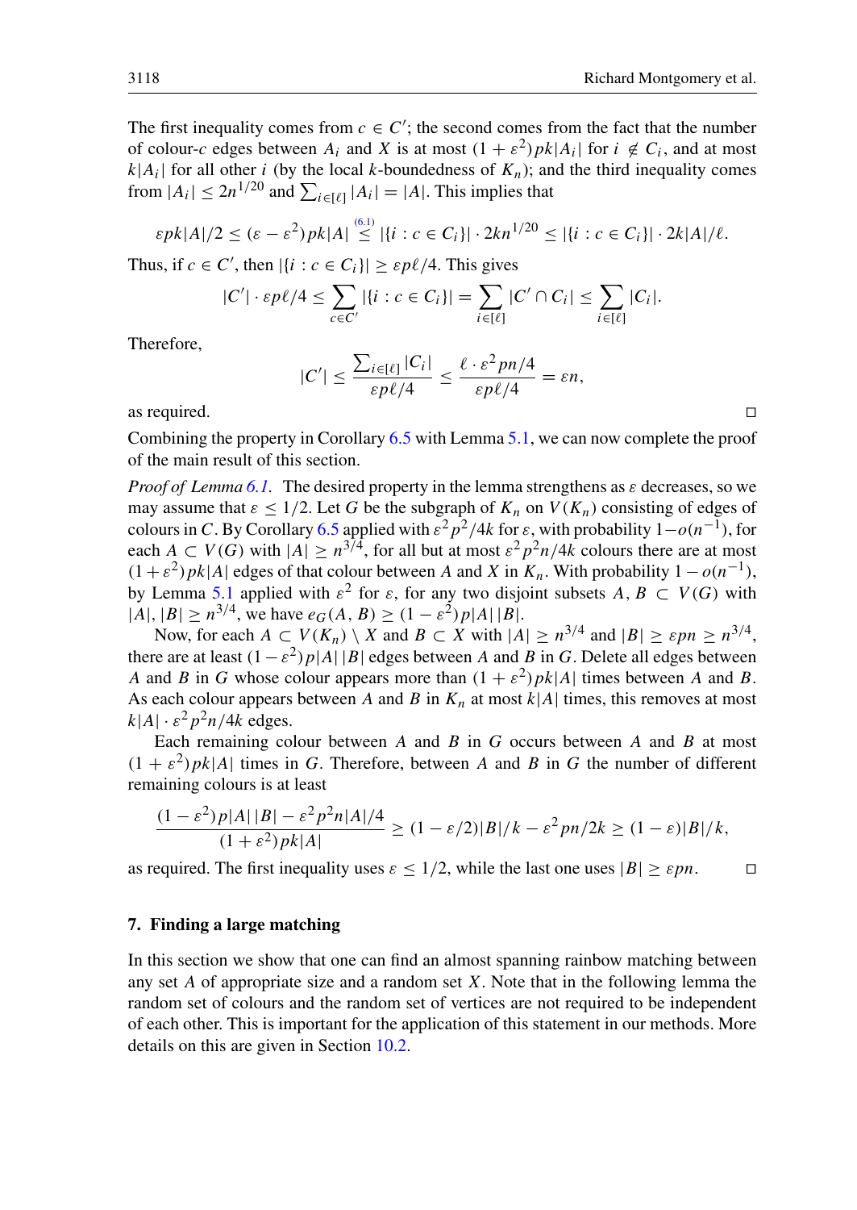The first inequality comes from $c \in C'$; the second comes from the fact that the number of colour-$c$ edges between $A_i$ and $X$ is at most $(1+\varepsilon^2)pk|A_i|$ for $i \notin C_i$, and at most $k|A_i|$ for all other $i$ (by the local $k$-boundedness of $K_n$); and the third inequality comes from $|A_i| \le 2n^{1/20}$ and $\sum_{i\in[\ell]} |A_i| = |A|$. This implies that

$$\varepsilon pk|A|/2 \le (\varepsilon - \varepsilon^2)pk|A| \overset{(6.1)}{\le} |\{i : c \in C_i\}| \cdot 2kn^{1/20} \le |\{i : c \in C_i\}| \cdot 2k|A|/\ell.$$

Thus, if $c \in C'$, then $|\{i : c \in C_i\}| \ge \varepsilon p\ell/4$. This gives

$$|C'| \cdot \varepsilon p\ell/4 \le \sum_{c\in C'} |\{i : c \in C_i\}| = \sum_{i\in[\ell]} |C' \cap C_i| \le \sum_{i\in[\ell]} |C_i|.$$

Therefore,

$$|C'| \le \frac{\sum_{i\in[\ell]} |C_i|}{\varepsilon p\ell/4} \le \frac{\ell \cdot \varepsilon^2 pn/4}{\varepsilon p\ell/4} = \varepsilon n,$$

as required. □

Combining the property in Corollary 6.5 with Lemma 5.1, we can now complete the proof of the main result of this section.

*Proof of Lemma 6.1.* The desired property in the lemma strengthens as $\varepsilon$ decreases, so we may assume that $\varepsilon \le 1/2$. Let $G$ be the subgraph of $K_n$ on $V(K_n)$ consisting of edges of colours in $C$. By Corollary 6.5 applied with $\varepsilon^2 p^2/4k$ for $\varepsilon$, with probability $1-o(n^{-1})$, for each $A \subset V(G)$ with $|A| \ge n^{3/4}$, for all but at most $\varepsilon^2 p^2 n/4k$ colours there are at most $(1+\varepsilon^2)pk|A|$ edges of that colour between $A$ and $X$ in $K_n$. With probability $1-o(n^{-1})$, by Lemma 5.1 applied with $\varepsilon^2$ for $\varepsilon$, for any two disjoint subsets $A, B \subset V(G)$ with $|A|, |B| \ge n^{3/4}$, we have $e_G(A, B) \ge (1-\varepsilon^2)p|A||B|$.

Now, for each $A \subset V(K_n) \setminus X$ and $B \subset X$ with $|A| \ge n^{3/4}$ and $|B| \ge \varepsilon pn \ge n^{3/4}$, there are at least $(1-\varepsilon^2)p|A||B|$ edges between $A$ and $B$ in $G$. Delete all edges between $A$ and $B$ in $G$ whose colour appears more than $(1+\varepsilon^2)pk|A|$ times between $A$ and $B$. As each colour appears between $A$ and $B$ in $K_n$ at most $k|A|$ times, this removes at most $k|A| \cdot \varepsilon^2 p^2 n/4k$ edges.

Each remaining colour between $A$ and $B$ in $G$ occurs between $A$ and $B$ at most $(1+\varepsilon^2)pk|A|$ times in $G$. Therefore, between $A$ and $B$ in $G$ the number of different remaining colours is at least

$$\frac{(1-\varepsilon^2)p|A||B| - \varepsilon^2 p^2 n|A|/4}{(1+\varepsilon^2)pk|A|} \ge (1-\varepsilon/2)|B|/k - \varepsilon^2 pn/2k \ge (1-\varepsilon)|B|/k,$$

as required. The first inequality uses $\varepsilon \le 1/2$, while the last one uses $|B| \ge \varepsilon pn$. □

## 7. Finding a large matching

In this section we show that one can find an almost spanning rainbow matching between any set $A$ of appropriate size and a random set $X$. Note that in the following lemma the random set of colours and the random set of vertices are not required to be independent of each other. This is important for the application of this statement in our methods. More details on this are given in Section 10.2.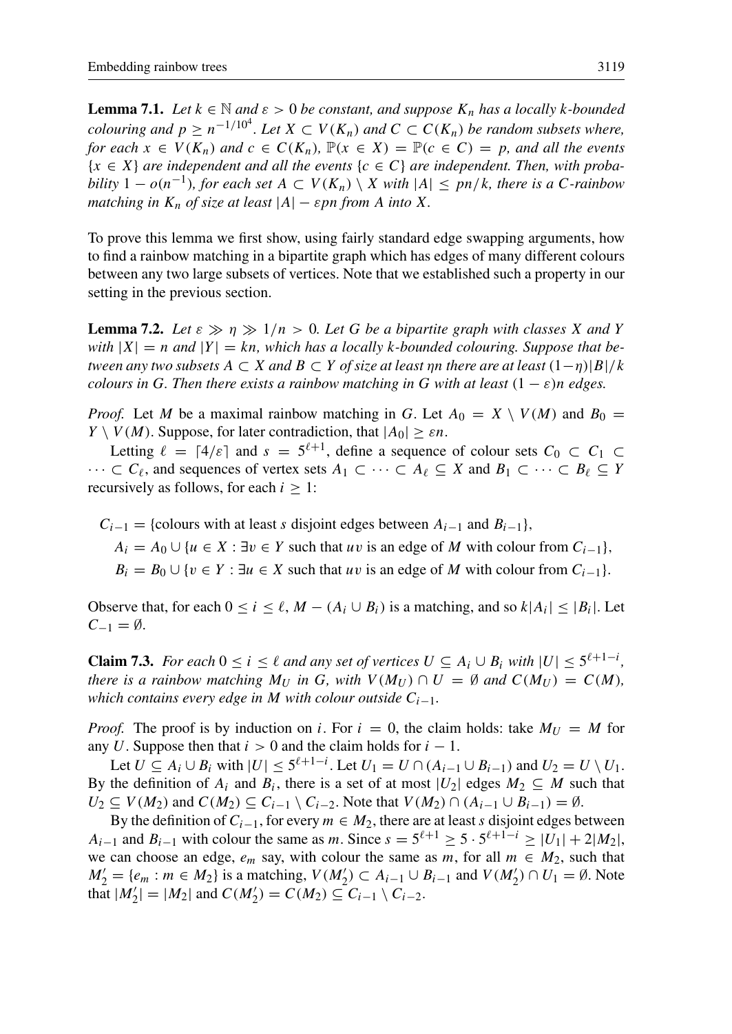**Lemma 7.1.** *Let $k \in \mathbb{N}$ and $\varepsilon > 0$ be constant, and suppose $K_n$ has a locally $k$-bounded colouring and $p \geq n^{-1/10^4}$. Let $X \subset V(K_n)$ and $C \subset C(K_n)$ be random subsets where, for each $x \in V(K_n)$ and $c \in C(K_n)$, $\mathbb{P}(x \in X) = \mathbb{P}(c \in C) = p$, and all the events $\{x \in X\}$ are independent and all the events $\{c \in C\}$ are independent. Then, with probability $1 - o(n^{-1})$, for each set $A \subset V(K_n) \setminus X$ with $|A| \leq pn/k$, there is a $C$-rainbow matching in $K_n$ of size at least $|A| - \varepsilon pn$ from $A$ into $X$.*

To prove this lemma we first show, using fairly standard edge swapping arguments, how to find a rainbow matching in a bipartite graph which has edges of many different colours between any two large subsets of vertices. Note that we established such a property in our setting in the previous section.

**Lemma 7.2.** *Let $\varepsilon \gg \eta \gg 1/n > 0$. Let $G$ be a bipartite graph with classes $X$ and $Y$ with $|X| = n$ and $|Y| = kn$, which has a locally $k$-bounded colouring. Suppose that between any two subsets $A \subset X$ and $B \subset Y$ of size at least $\eta n$ there are at least $(1-\eta)|B|/k$ colours in $G$. Then there exists a rainbow matching in $G$ with at least $(1 - \varepsilon)n$ edges.*

*Proof.* Let $M$ be a maximal rainbow matching in $G$. Let $A_0 = X \setminus V(M)$ and $B_0 = Y \setminus V(M)$. Suppose, for later contradiction, that $|A_0| \geq \varepsilon n$.

Letting $\ell = \lceil 4/\varepsilon \rceil$ and $s = 5^{\ell+1}$, define a sequence of colour sets $C_0 \subset C_1 \subset \cdots \subset C_\ell$, and sequences of vertex sets $A_1 \subset \cdots \subset A_\ell \subseteq X$ and $B_1 \subset \cdots \subset B_\ell \subseteq Y$ recursively as follows, for each $i \geq 1$:

$$C_{i-1} = \{\text{colours with at least } s \text{ disjoint edges between } A_{i-1} \text{ and } B_{i-1}\},$$
$$A_i = A_0 \cup \{u \in X : \exists v \in Y \text{ such that } uv \text{ is an edge of } M \text{ with colour from } C_{i-1}\},$$
$$B_i = B_0 \cup \{v \in Y : \exists u \in X \text{ such that } uv \text{ is an edge of } M \text{ with colour from } C_{i-1}\}.$$

Observe that, for each $0 \leq i \leq \ell$, $M - (A_i \cup B_i)$ is a matching, and so $k|A_i| \leq |B_i|$. Let $C_{-1} = \emptyset$.

**Claim 7.3.** *For each $0 \leq i \leq \ell$ and any set of vertices $U \subseteq A_i \cup B_i$ with $|U| \leq 5^{\ell+1-i}$, there is a rainbow matching $M_U$ in $G$, with $V(M_U) \cap U = \emptyset$ and $C(M_U) = C(M)$, which contains every edge in $M$ with colour outside $C_{i-1}$.*

*Proof.* The proof is by induction on $i$. For $i = 0$, the claim holds: take $M_U = M$ for any $U$. Suppose then that $i > 0$ and the claim holds for $i - 1$.

Let $U \subseteq A_i \cup B_i$ with $|U| \leq 5^{\ell+1-i}$. Let $U_1 = U \cap (A_{i-1} \cup B_{i-1})$ and $U_2 = U \setminus U_1$. By the definition of $A_i$ and $B_i$, there is a set of at most $|U_2|$ edges $M_2 \subseteq M$ such that $U_2 \subseteq V(M_2)$ and $C(M_2) \subseteq C_{i-1} \setminus C_{i-2}$. Note that $V(M_2) \cap (A_{i-1} \cup B_{i-1}) = \emptyset$.

By the definition of $C_{i-1}$, for every $m \in M_2$, there are at least $s$ disjoint edges between $A_{i-1}$ and $B_{i-1}$ with colour the same as $m$. Since $s = 5^{\ell+1} \geq 5 \cdot 5^{\ell+1-i} \geq |U_1| + 2|M_2|$, we can choose an edge, $e_m$ say, with colour the same as $m$, for all $m \in M_2$, such that $M_2' = \{e_m : m \in M_2\}$ is a matching, $V(M_2') \subset A_{i-1} \cup B_{i-1}$ and $V(M_2') \cap U_1 = \emptyset$. Note that $|M_2'| = |M_2|$ and $C(M_2') = C(M_2) \subseteq C_{i-1} \setminus C_{i-2}$.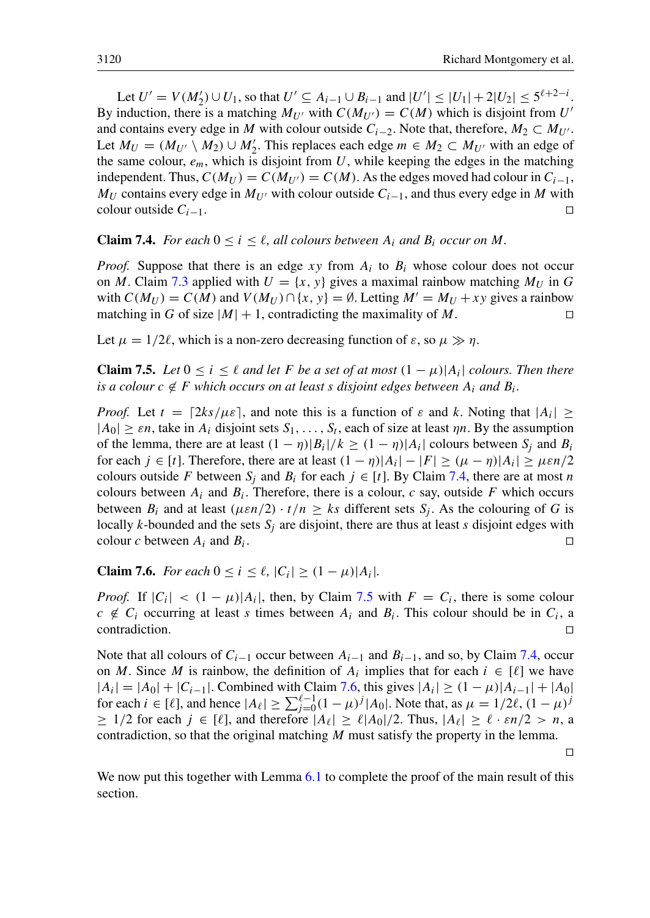Let $U' = V(M_2') \cup U_1$, so that $U' \subseteq A_{i-1} \cup B_{i-1}$ and $|U'| \leq |U_1| + 2|U_2| \leq 5^{\ell+2-i}$. By induction, there is a matching $M_{U'}$ with $C(M_{U'}) = C(M)$ which is disjoint from $U'$ and contains every edge in $M$ with colour outside $C_{i-2}$. Note that, therefore, $M_2 \subset M_{U'}$. Let $M_U = (M_{U'} \setminus M_2) \cup M_2'$. This replaces each edge $m \in M_2 \subset M_{U'}$ with an edge of the same colour, $e_m$, which is disjoint from $U$, while keeping the edges in the matching independent. Thus, $C(M_U) = C(M_{U'}) = C(M)$. As the edges moved had colour in $C_{i-1}$, $M_U$ contains every edge in $M_{U'}$ with colour outside $C_{i-1}$, and thus every edge in $M$ with colour outside $C_{i-1}$. □

**Claim 7.4.** *For each $0 \leq i \leq \ell$, all colours between $A_i$ and $B_i$ occur on $M$.*

*Proof.* Suppose that there is an edge $xy$ from $A_i$ to $B_i$ whose colour does not occur on $M$. Claim 7.3 applied with $U = \{x, y\}$ gives a maximal rainbow matching $M_U$ in $G$ with $C(M_U) = C(M)$ and $V(M_U) \cap \{x, y\} = \emptyset$. Letting $M' = M_U + xy$ gives a rainbow matching in $G$ of size $|M| + 1$, contradicting the maximality of $M$. □

Let $\mu = 1/2\ell$, which is a non-zero decreasing function of $\varepsilon$, so $\mu \gg \eta$.

**Claim 7.5.** *Let $0 \leq i \leq \ell$ and let $F$ be a set of at most $(1 - \mu)|A_i|$ colours. Then there is a colour $c \notin F$ which occurs on at least $s$ disjoint edges between $A_i$ and $B_i$.*

*Proof.* Let $t = \lceil 2ks/\mu\varepsilon \rceil$, and note this is a function of $\varepsilon$ and $k$. Noting that $|A_i| \geq |A_0| \geq \varepsilon n$, take in $A_i$ disjoint sets $S_1, \ldots, S_t$, each of size at least $\eta n$. By the assumption of the lemma, there are at least $(1 - \eta)|B_i|/k \geq (1 - \eta)|A_i|$ colours between $S_j$ and $B_i$ for each $j \in [t]$. Therefore, there are at least $(1 - \eta)|A_i| - |F| \geq (\mu - \eta)|A_i| \geq \mu\varepsilon n/2$ colours outside $F$ between $S_j$ and $B_i$ for each $j \in [t]$. By Claim 7.4, there are at most $n$ colours between $A_i$ and $B_i$. Therefore, there is a colour, $c$ say, outside $F$ which occurs between $B_i$ and at least $(\mu\varepsilon n/2) \cdot t/n \geq ks$ different sets $S_j$. As the colouring of $G$ is locally $k$-bounded and the sets $S_j$ are disjoint, there are thus at least $s$ disjoint edges with colour $c$ between $A_i$ and $B_i$. □

**Claim 7.6.** *For each $0 \leq i \leq \ell$, $|C_i| \geq (1 - \mu)|A_i|$.*

*Proof.* If $|C_i| < (1 - \mu)|A_i|$, then, by Claim 7.5 with $F = C_i$, there is some colour $c \notin C_i$ occurring at least $s$ times between $A_i$ and $B_i$. This colour should be in $C_i$, a contradiction. □

Note that all colours of $C_{i-1}$ occur between $A_{i-1}$ and $B_{i-1}$, and so, by Claim 7.4, occur on $M$. Since $M$ is rainbow, the definition of $A_i$ implies that for each $i \in [\ell]$ we have $|A_i| = |A_0| + |C_{i-1}|$. Combined with Claim 7.6, this gives $|A_i| \geq (1 - \mu)|A_{i-1}| + |A_0|$ for each $i \in [\ell]$, and hence $|A_\ell| \geq \sum_{j=0}^{\ell-1}(1 - \mu)^j |A_0|$. Note that, as $\mu = 1/2\ell$, $(1 - \mu)^j \geq 1/2$ for each $j \in [\ell]$, and therefore $|A_\ell| \geq \ell|A_0|/2$. Thus, $|A_\ell| \geq \ell \cdot \varepsilon n/2 > n$, a contradiction, so that the original matching $M$ must satisfy the property in the lemma. □

We now put this together with Lemma 6.1 to complete the proof of the main result of this section.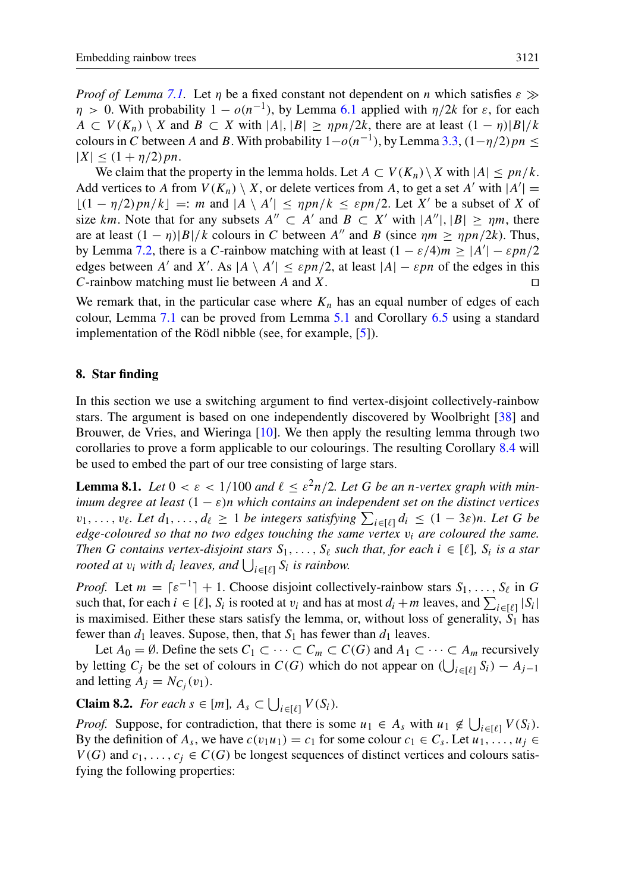*Proof of Lemma 7.1.* Let $\eta$ be a fixed constant not dependent on $n$ which satisfies $\varepsilon \gg \eta > 0$. With probability $1 - o(n^{-1})$, by Lemma 6.1 applied with $\eta/2k$ for $\varepsilon$, for each $A \subset V(K_n) \setminus X$ and $B \subset X$ with $|A|, |B| \geq \eta pn/2k$, there are at least $(1-\eta)|B|/k$ colours in $C$ between $A$ and $B$. With probability $1-o(n^{-1})$, by Lemma 3.3, $(1-\eta/2)pn \leq |X| \leq (1+\eta/2)pn$.

We claim that the property in the lemma holds. Let $A \subset V(K_n) \setminus X$ with $|A| \leq pn/k$. Add vertices to $A$ from $V(K_n) \setminus X$, or delete vertices from $A$, to get a set $A'$ with $|A'| = \lfloor (1-\eta/2)pn/k \rfloor =: m$ and $|A \setminus A'| \leq \eta pn/k \leq \varepsilon pn/2$. Let $X'$ be a subset of $X$ of size $km$. Note that for any subsets $A'' \subset A'$ and $B \subset X'$ with $|A''|, |B| \geq \eta m$, there are at least $(1-\eta)|B|/k$ colours in $C$ between $A''$ and $B$ (since $\eta m \geq \eta pn/2k$). Thus, by Lemma 7.2, there is a $C$-rainbow matching with at least $(1-\varepsilon/4)m \geq |A'| - \varepsilon pn/2$ edges between $A'$ and $X'$. As $|A \setminus A'| \leq \varepsilon pn/2$, at least $|A| - \varepsilon pn$ of the edges in this $C$-rainbow matching must lie between $A$ and $X$. □

We remark that, in the particular case where $K_n$ has an equal number of edges of each colour, Lemma 7.1 can be proved from Lemma 5.1 and Corollary 6.5 using a standard implementation of the Rödl nibble (see, for example, [5]).

## 8. Star finding

In this section we use a switching argument to find vertex-disjoint collectively-rainbow stars. The argument is based on one independently discovered by Woolbright [38] and Brouwer, de Vries, and Wieringa [10]. We then apply the resulting lemma through two corollaries to prove a form applicable to our colourings. The resulting Corollary 8.4 will be used to embed the part of our tree consisting of large stars.

**Lemma 8.1.** *Let $0 < \varepsilon < 1/100$ and $\ell \leq \varepsilon^2 n/2$. Let $G$ be an $n$-vertex graph with minimum degree at least $(1-\varepsilon)n$ which contains an independent set on the distinct vertices $v_1, \dots, v_\ell$. Let $d_1, \dots, d_\ell \geq 1$ be integers satisfying $\sum_{i\in[\ell]} d_i \leq (1-3\varepsilon)n$. Let $G$ be edge-coloured so that no two edges touching the same vertex $v_i$ are coloured the same. Then $G$ contains vertex-disjoint stars $S_1, \dots, S_\ell$ such that, for each $i \in [\ell]$, $S_i$ is a star rooted at $v_i$ with $d_i$ leaves, and $\bigcup_{i\in[\ell]} S_i$ is rainbow.*

*Proof.* Let $m = \lceil \varepsilon^{-1} \rceil + 1$. Choose disjoint collectively-rainbow stars $S_1, \dots, S_\ell$ in $G$ such that, for each $i \in [\ell]$, $S_i$ is rooted at $v_i$ and has at most $d_i + m$ leaves, and $\sum_{i\in[\ell]} |S_i|$ is maximised. Either these stars satisfy the lemma, or, without loss of generality, $S_1$ has fewer than $d_1$ leaves. Supose, then, that $S_1$ has fewer than $d_1$ leaves.

Let $A_0 = \emptyset$. Define the sets $C_1 \subset \dots \subset C_m \subset C(G)$ and $A_1 \subset \dots \subset A_m$ recursively by letting $C_j$ be the set of colours in $C(G)$ which do not appear on $(\bigcup_{i\in[\ell]} S_i) - A_{j-1}$ and letting $A_j = N_{C_j}(v_1)$.

**Claim 8.2.** *For each $s \in [m]$, $A_s \subset \bigcup_{i\in[\ell]} V(S_i)$.*

*Proof.* Suppose, for contradiction, that there is some $u_1 \in A_s$ with $u_1 \notin \bigcup_{i\in[\ell]} V(S_i)$. By the definition of $A_s$, we have $c(v_1u_1) = c_1$ for some colour $c_1 \in C_s$. Let $u_1, \dots, u_j \in V(G)$ and $c_1, \dots, c_j \in C(G)$ be longest sequences of distinct vertices and colours satisfying the following properties: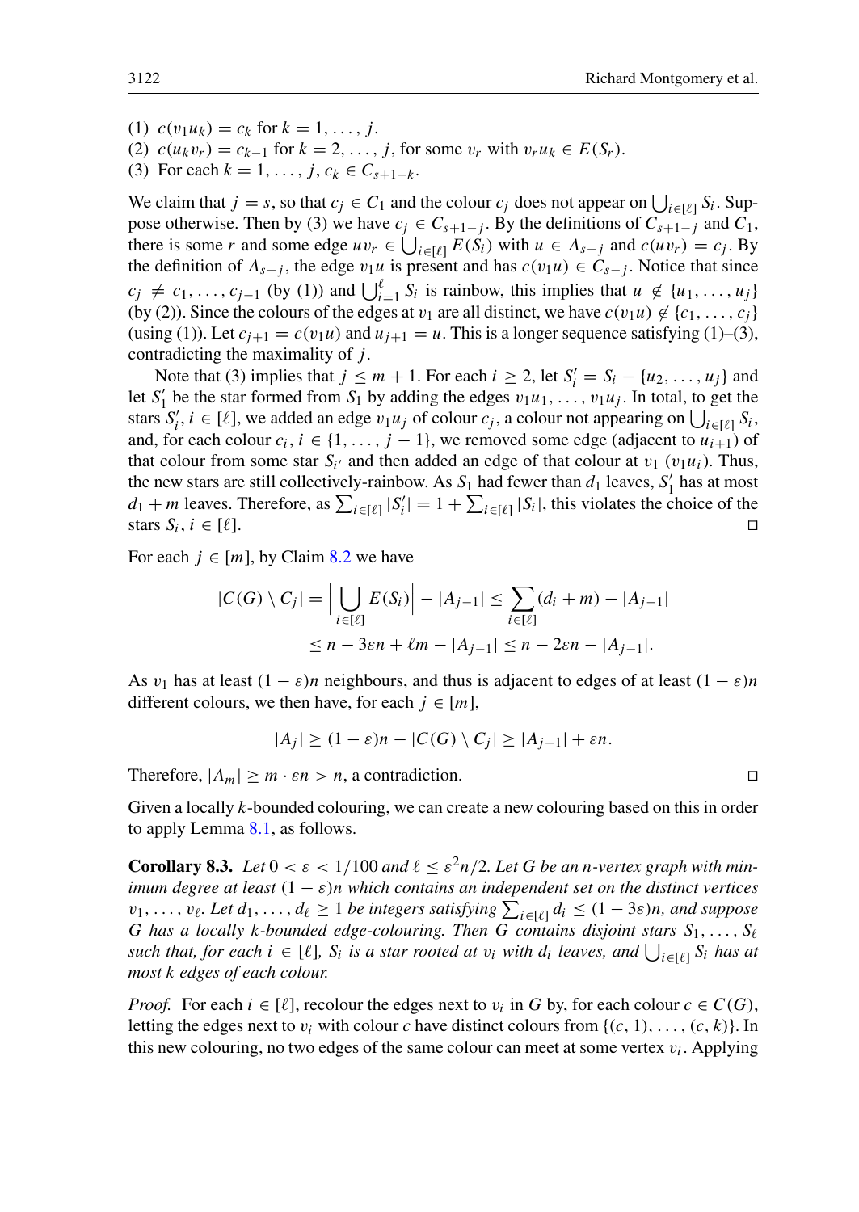(1) $c(v_1u_k) = c_k$ for $k = 1, \dots, j$.
(2) $c(u_kv_r) = c_{k-1}$ for $k = 2, \dots, j$, for some $v_r$ with $v_ru_k \in E(S_r)$.
(3) For each $k = 1, \dots, j$, $c_k \in C_{s+1-k}$.

We claim that $j = s$, so that $c_j \in C_1$ and the colour $c_j$ does not appear on $\bigcup_{i\in[\ell]} S_i$. Suppose otherwise. Then by (3) we have $c_j \in C_{s+1-j}$. By the definitions of $C_{s+1-j}$ and $C_1$, there is some $r$ and some edge $uv_r \in \bigcup_{i\in[\ell]} E(S_i)$ with $u \in A_{s-j}$ and $c(uv_r) = c_j$. By the definition of $A_{s-j}$, the edge $v_1u$ is present and has $c(v_1u) \in C_{s-j}$. Notice that since $c_j \neq c_1, \dots, c_{j-1}$ (by (1)) and $\bigcup_{i=1}^{\ell} S_i$ is rainbow, this implies that $u \notin \{u_1, \dots, u_j\}$ (by (2)). Since the colours of the edges at $v_1$ are all distinct, we have $c(v_1u) \notin \{c_1, \dots, c_j\}$ (using (1)). Let $c_{j+1} = c(v_1u)$ and $u_{j+1} = u$. This is a longer sequence satisfying (1)–(3), contradicting the maximality of $j$.

Note that (3) implies that $j \leq m + 1$. For each $i \geq 2$, let $S_i' = S_i - \{u_2, \dots, u_j\}$ and let $S_1'$ be the star formed from $S_1$ by adding the edges $v_1u_1, \dots, v_1u_j$. In total, to get the stars $S_i'$, $i \in [\ell]$, we added an edge $v_1u_j$ of colour $c_j$, a colour not appearing on $\bigcup_{i\in[\ell]} S_i$, and, for each colour $c_i$, $i \in \{1, \dots, j-1\}$, we removed some edge (adjacent to $u_{i+1}$) of that colour from some star $S_{i'}$ and then added an edge of that colour at $v_1$ ($v_1u_i$). Thus, the new stars are still collectively-rainbow. As $S_1$ had fewer than $d_1$ leaves, $S_1'$ has at most $d_1 + m$ leaves. Therefore, as $\sum_{i\in[\ell]} |S_i'| = 1 + \sum_{i\in[\ell]} |S_i|$, this violates the choice of the stars $S_i$, $i \in [\ell]$. ∎

For each $j \in [m]$, by Claim 8.2 we have

$$|C(G) \setminus C_j| = \Big|\bigcup_{i\in[\ell]} E(S_i)\Big| - |A_{j-1}| \leq \sum_{i\in[\ell]} (d_i + m) - |A_{j-1}|$$
$$\leq n - 3\varepsilon n + \ell m - |A_{j-1}| \leq n - 2\varepsilon n - |A_{j-1}|.$$

As $v_1$ has at least $(1-\varepsilon)n$ neighbours, and thus is adjacent to edges of at least $(1-\varepsilon)n$ different colours, we then have, for each $j \in [m]$,

$$|A_j| \geq (1-\varepsilon)n - |C(G) \setminus C_j| \geq |A_{j-1}| + \varepsilon n.$$

Therefore, $|A_m| \geq m \cdot \varepsilon n > n$, a contradiction. ∎

Given a locally $k$-bounded colouring, we can create a new colouring based on this in order to apply Lemma 8.1, as follows.

**Corollary 8.3.** *Let $0 < \varepsilon < 1/100$ and $\ell \leq \varepsilon^2 n/2$. Let $G$ be an $n$-vertex graph with minimum degree at least $(1-\varepsilon)n$ which contains an independent set on the distinct vertices $v_1, \dots, v_\ell$. Let $d_1, \dots, d_\ell \geq 1$ be integers satisfying $\sum_{i\in[\ell]} d_i \leq (1-3\varepsilon)n$, and suppose $G$ has a locally $k$-bounded edge-colouring. Then $G$ contains disjoint stars $S_1, \dots, S_\ell$ such that, for each $i \in [\ell]$, $S_i$ is a star rooted at $v_i$ with $d_i$ leaves, and $\bigcup_{i\in[\ell]} S_i$ has at most $k$ edges of each colour.*

*Proof.* For each $i \in [\ell]$, recolour the edges next to $v_i$ in $G$ by, for each colour $c \in C(G)$, letting the edges next to $v_i$ with colour $c$ have distinct colours from $\{(c, 1), \dots, (c, k)\}$. In this new colouring, no two edges of the same colour can meet at some vertex $v_i$. Applying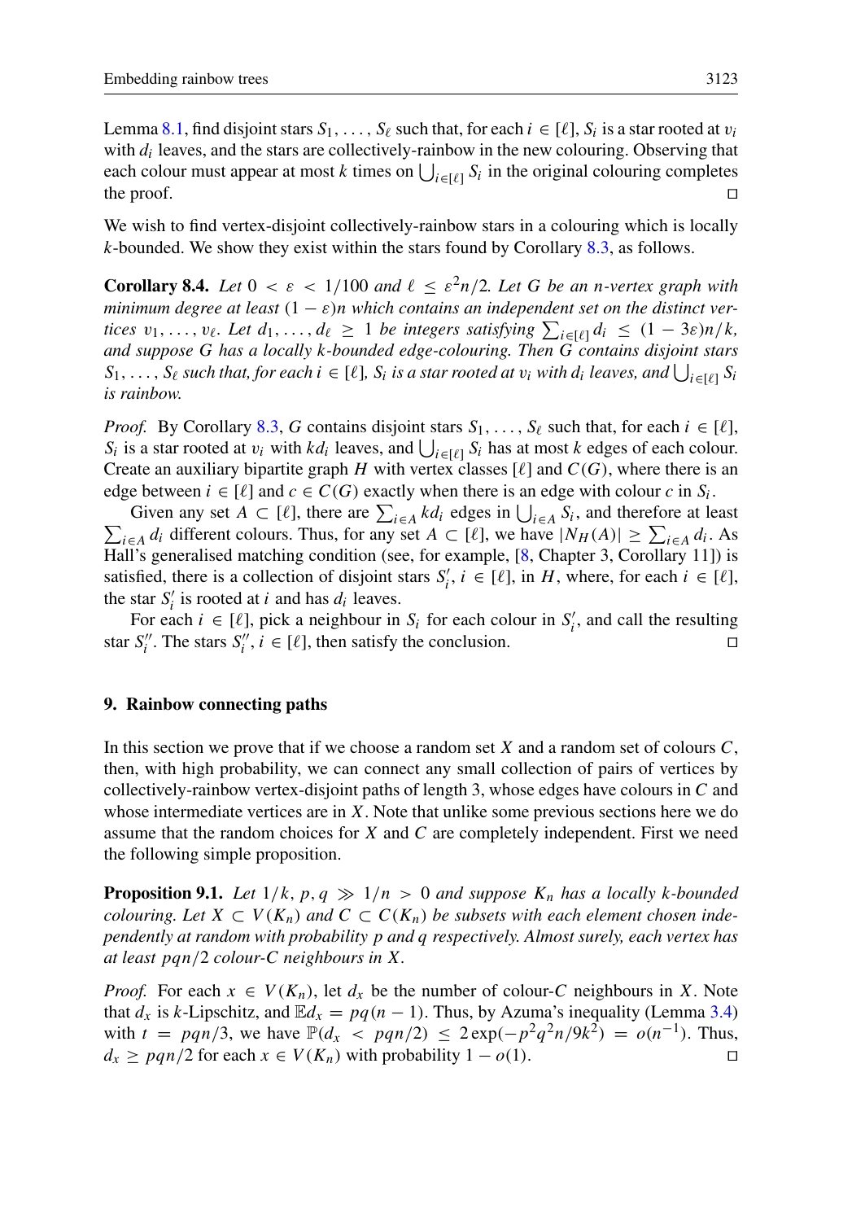Lemma 8.1, find disjoint stars $S_1, \dots, S_\ell$ such that, for each $i \in [\ell]$, $S_i$ is a star rooted at $v_i$ with $d_i$ leaves, and the stars are collectively-rainbow in the new colouring. Observing that each colour must appear at most $k$ times on $\bigcup_{i\in[\ell]} S_i$ in the original colouring completes the proof. $\square$

We wish to find vertex-disjoint collectively-rainbow stars in a colouring which is locally $k$-bounded. We show they exist within the stars found by Corollary 8.3, as follows.

**Corollary 8.4.** *Let $0 < \varepsilon < 1/100$ and $\ell \leq \varepsilon^2 n/2$. Let $G$ be an $n$-vertex graph with minimum degree at least $(1-\varepsilon)n$ which contains an independent set on the distinct vertices $v_1, \dots, v_\ell$. Let $d_1, \dots, d_\ell \geq 1$ be integers satisfying $\sum_{i\in[\ell]} d_i \leq (1-3\varepsilon)n/k$, and suppose $G$ has a locally $k$-bounded edge-colouring. Then $G$ contains disjoint stars $S_1, \dots, S_\ell$ such that, for each $i \in [\ell]$, $S_i$ is a star rooted at $v_i$ with $d_i$ leaves, and $\bigcup_{i\in[\ell]} S_i$ is rainbow.*

*Proof.* By Corollary 8.3, $G$ contains disjoint stars $S_1, \dots, S_\ell$ such that, for each $i \in [\ell]$, $S_i$ is a star rooted at $v_i$ with $kd_i$ leaves, and $\bigcup_{i\in[\ell]} S_i$ has at most $k$ edges of each colour. Create an auxiliary bipartite graph $H$ with vertex classes $[\ell]$ and $C(G)$, where there is an edge between $i \in [\ell]$ and $c \in C(G)$ exactly when there is an edge with colour $c$ in $S_i$.

Given any set $A \subset [\ell]$, there are $\sum_{i\in A} kd_i$ edges in $\bigcup_{i\in A} S_i$, and therefore at least $\sum_{i\in A} d_i$ different colours. Thus, for any set $A \subset [\ell]$, we have $|N_H(A)| \geq \sum_{i\in A} d_i$. As Hall's generalised matching condition (see, for example, [8, Chapter 3, Corollary 11]) is satisfied, there is a collection of disjoint stars $S'_i$, $i \in [\ell]$, in $H$, where, for each $i \in [\ell]$, the star $S'_i$ is rooted at $i$ and has $d_i$ leaves.

For each $i \in [\ell]$, pick a neighbour in $S_i$ for each colour in $S'_i$, and call the resulting star $S''_i$. The stars $S''_i$, $i \in [\ell]$, then satisfy the conclusion. $\square$

## 9. Rainbow connecting paths

In this section we prove that if we choose a random set $X$ and a random set of colours $C$, then, with high probability, we can connect any small collection of pairs of vertices by collectively-rainbow vertex-disjoint paths of length 3, whose edges have colours in $C$ and whose intermediate vertices are in $X$. Note that unlike some previous sections here we do assume that the random choices for $X$ and $C$ are completely independent. First we need the following simple proposition.

**Proposition 9.1.** *Let $1/k, p, q \gg 1/n > 0$ and suppose $K_n$ has a locally $k$-bounded colouring. Let $X \subset V(K_n)$ and $C \subset C(K_n)$ be subsets with each element chosen independently at random with probability $p$ and $q$ respectively. Almost surely, each vertex has at least $pqn/2$ colour-$C$ neighbours in $X$.*

*Proof.* For each $x \in V(K_n)$, let $d_x$ be the number of colour-$C$ neighbours in $X$. Note that $d_x$ is $k$-Lipschitz, and $\mathbb{E}d_x = pq(n-1)$. Thus, by Azuma's inequality (Lemma 3.4) with $t = pqn/3$, we have $\mathbb{P}(d_x < pqn/2) \leq 2\exp(-p^2q^2n/9k^2) = o(n^{-1})$. Thus, $d_x \geq pqn/2$ for each $x \in V(K_n)$ with probability $1-o(1)$. $\square$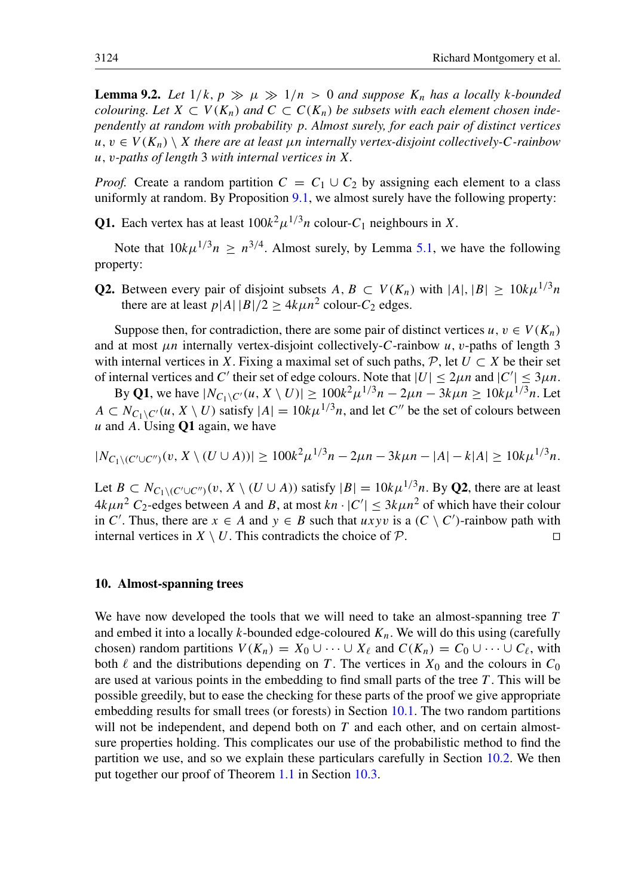**Lemma 9.2.** *Let $1/k, p \gg \mu \gg 1/n > 0$ and suppose $K_n$ has a locally $k$-bounded colouring. Let $X \subset V(K_n)$ and $C \subset C(K_n)$ be subsets with each element chosen independently at random with probability $p$. Almost surely, for each pair of distinct vertices $u, v \in V(K_n) \setminus X$ there are at least $\mu n$ internally vertex-disjoint collectively-$C$-rainbow $u, v$-paths of length 3 with internal vertices in $X$.*

*Proof.* Create a random partition $C = C_1 \cup C_2$ by assigning each element to a class uniformly at random. By Proposition 9.1, we almost surely have the following property:

**Q1.** Each vertex has at least $100k^2\mu^{1/3}n$ colour-$C_1$ neighbours in $X$.

Note that $10k\mu^{1/3}n \geq n^{3/4}$. Almost surely, by Lemma 5.1, we have the following property:

**Q2.** Between every pair of disjoint subsets $A, B \subset V(K_n)$ with $|A|, |B| \geq 10k\mu^{1/3}n$ there are at least $p|A||B|/2 \geq 4k\mu n^2$ colour-$C_2$ edges.

Suppose then, for contradiction, there are some pair of distinct vertices $u, v \in V(K_n)$ and at most $\mu n$ internally vertex-disjoint collectively-$C$-rainbow $u, v$-paths of length 3 with internal vertices in $X$. Fixing a maximal set of such paths, $\mathcal{P}$, let $U \subset X$ be their set of internal vertices and $C'$ their set of edge colours. Note that $|U| \leq 2\mu n$ and $|C'| \leq 3\mu n$.

By **Q1**, we have $|N_{C_1 \setminus C'}(u, X \setminus U)| \geq 100k^2\mu^{1/3}n - 2\mu n - 3k\mu n \geq 10k\mu^{1/3}n$. Let $A \subset N_{C_1 \setminus C'}(u, X \setminus U)$ satisfy $|A| = 10k\mu^{1/3}n$, and let $C''$ be the set of colours between $u$ and $A$. Using **Q1** again, we have

$$|N_{C_1 \setminus (C' \cup C'')}(v, X \setminus (U \cup A))| \geq 100k^2\mu^{1/3}n - 2\mu n - 3k\mu n - |A| - k|A| \geq 10k\mu^{1/3}n.$$

Let $B \subset N_{C_1 \setminus (C' \cup C'')}(v, X \setminus (U \cup A))$ satisfy $|B| = 10k\mu^{1/3}n$. By **Q2**, there are at least $4k\mu n^2$ $C_2$-edges between $A$ and $B$, at most $kn \cdot |C'| \leq 3k\mu n^2$ of which have their colour in $C'$. Thus, there are $x \in A$ and $y \in B$ such that $uxyv$ is a $(C \setminus C')$-rainbow path with internal vertices in $X \setminus U$. This contradicts the choice of $\mathcal{P}$. □

## 10. Almost-spanning trees

We have now developed the tools that we will need to take an almost-spanning tree $T$ and embed it into a locally $k$-bounded edge-coloured $K_n$. We will do this using (carefully chosen) random partitions $V(K_n) = X_0 \cup \cdots \cup X_\ell$ and $C(K_n) = C_0 \cup \cdots \cup C_\ell$, with both $\ell$ and the distributions depending on $T$. The vertices in $X_0$ and the colours in $C_0$ are used at various points in the embedding to find small parts of the tree $T$. This will be possible greedily, but to ease the checking for these parts of the proof we give appropriate embedding results for small trees (or forests) in Section 10.1. The two random partitions will not be independent, and depend both on $T$ and each other, and on certain almost-sure properties holding. This complicates our use of the probabilistic method to find the partition we use, and so we explain these particulars carefully in Section 10.2. We then put together our proof of Theorem 1.1 in Section 10.3.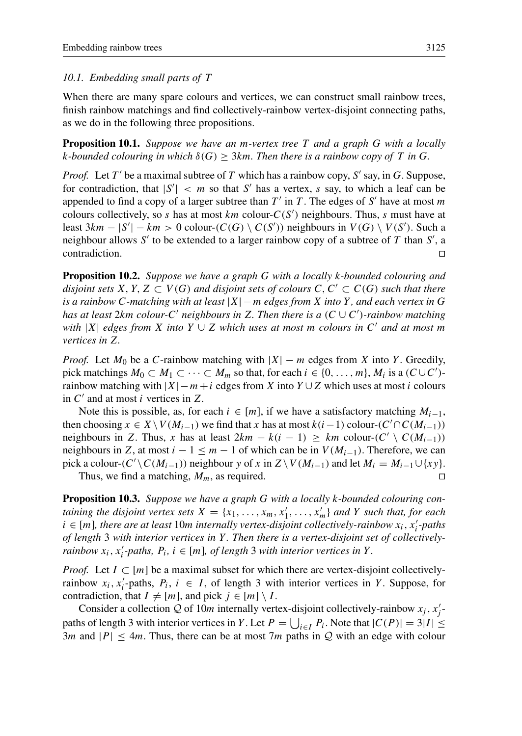### 10.1. Embedding small parts of $T$

When there are many spare colours and vertices, we can construct small rainbow trees, finish rainbow matchings and find collectively-rainbow vertex-disjoint connecting paths, as we do in the following three propositions.

**Proposition 10.1.** *Suppose we have an $m$-vertex tree $T$ and a graph $G$ with a locally $k$-bounded colouring in which $\delta(G) \geq 3km$. Then there is a rainbow copy of $T$ in $G$.*

*Proof.* Let $T'$ be a maximal subtree of $T$ which has a rainbow copy, $S'$ say, in $G$. Suppose, for contradiction, that $|S'| < m$ so that $S'$ has a vertex, $s$ say, to which a leaf can be appended to find a copy of a larger subtree than $T'$ in $T$. The edges of $S'$ have at most $m$ colours collectively, so $s$ has at most $km$ colour-$C(S')$ neighbours. Thus, $s$ must have at least $3km - |S'| - km > 0$ colour-$(C(G) \setminus C(S'))$ neighbours in $V(G) \setminus V(S')$. Such a neighbour allows $S'$ to be extended to a larger rainbow copy of a subtree of $T$ than $S'$, a contradiction. □

**Proposition 10.2.** *Suppose we have a graph $G$ with a locally $k$-bounded colouring and disjoint sets $X, Y, Z \subset V(G)$ and disjoint sets of colours $C, C' \subset C(G)$ such that there is a rainbow $C$-matching with at least $|X| - m$ edges from $X$ into $Y$, and each vertex in $G$ has at least $2km$ colour-$C'$ neighbours in $Z$. Then there is a $(C \cup C')$-rainbow matching with $|X|$ edges from $X$ into $Y \cup Z$ which uses at most $m$ colours in $C'$ and at most $m$ vertices in $Z$.*

*Proof.* Let $M_0$ be a $C$-rainbow matching with $|X| - m$ edges from $X$ into $Y$. Greedily, pick matchings $M_0 \subset M_1 \subset \cdots \subset M_m$ so that, for each $i \in \{0, \dots, m\}$, $M_i$ is a $(C \cup C')$-rainbow matching with $|X| - m + i$ edges from $X$ into $Y \cup Z$ which uses at most $i$ colours in $C'$ and at most $i$ vertices in $Z$.

Note this is possible, as, for each $i \in [m]$, if we have a satisfactory matching $M_{i-1}$, then choosing $x \in X \setminus V(M_{i-1})$ we find that $x$ has at most $k(i-1)$ colour-$(C' \cap C(M_{i-1}))$ neighbours in $Z$. Thus, $x$ has at least $2km - k(i-1) \geq km$ colour-$(C' \setminus C(M_{i-1}))$ neighbours in $Z$, at most $i - 1 \leq m - 1$ of which can be in $V(M_{i-1})$. Therefore, we can pick a colour-$(C' \setminus C(M_{i-1}))$ neighbour $y$ of $x$ in $Z \setminus V(M_{i-1})$ and let $M_i = M_{i-1} \cup \{xy\}$.

Thus, we find a matching, $M_m$, as required. □

**Proposition 10.3.** *Suppose we have a graph $G$ with a locally $k$-bounded colouring containing the disjoint vertex sets $X = \{x_1, \dots, x_m, x_1', \dots, x_m'\}$ and $Y$ such that, for each $i \in [m]$, there are at least $10m$ internally vertex-disjoint collectively-rainbow $x_i, x_i'$-paths of length 3 with interior vertices in $Y$. Then there is a vertex-disjoint set of collectively-rainbow $x_i, x_i'$-paths, $P_i$, $i \in [m]$, of length 3 with interior vertices in $Y$.*

*Proof.* Let $I \subset [m]$ be a maximal subset for which there are vertex-disjoint collectively-rainbow $x_i, x_i'$-paths, $P_i$, $i \in I$, of length 3 with interior vertices in $Y$. Suppose, for contradiction, that $I \neq [m]$, and pick $j \in [m] \setminus I$.

Consider a collection $\mathcal{Q}$ of $10m$ internally vertex-disjoint collectively-rainbow $x_j, x_j'$-paths of length 3 with interior vertices in $Y$. Let $P = \bigcup_{i \in I} P_i$. Note that $|C(P)| = 3|I| \leq 3m$ and $|P| \leq 4m$. Thus, there can be at most $7m$ paths in $\mathcal{Q}$ with an edge with colour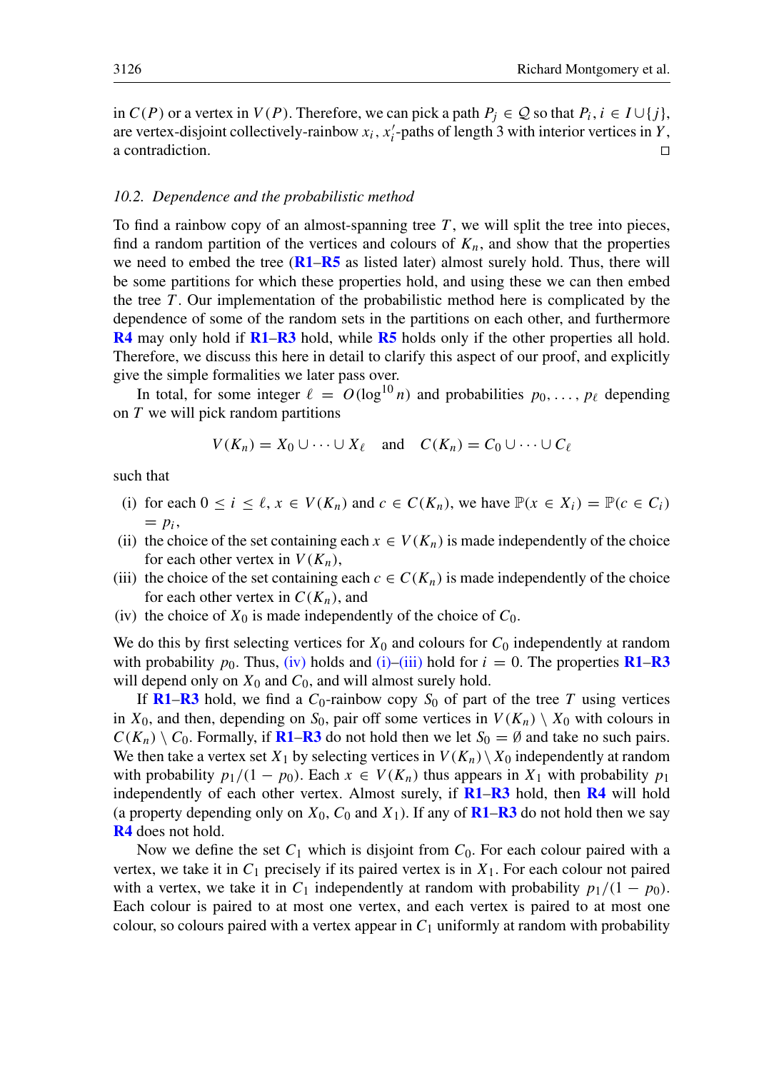in $C(P)$ or a vertex in $V(P)$. Therefore, we can pick a path $P_j \in \mathcal{Q}$ so that $P_i, i \in I \cup \{j\}$, are vertex-disjoint collectively-rainbow $x_i, x_i'$-paths of length 3 with interior vertices in $Y$, a contradiction. □

### 10.2. Dependence and the probabilistic method

To find a rainbow copy of an almost-spanning tree $T$, we will split the tree into pieces, find a random partition of the vertices and colours of $K_n$, and show that the properties we need to embed the tree (**R1**–**R5** as listed later) almost surely hold. Thus, there will be some partitions for which these properties hold, and using these we can then embed the tree $T$. Our implementation of the probabilistic method here is complicated by the dependence of some of the random sets in the partitions on each other, and furthermore **R4** may only hold if **R1**–**R3** hold, while **R5** holds only if the other properties all hold. Therefore, we discuss this here in detail to clarify this aspect of our proof, and explicitly give the simple formalities we later pass over.

In total, for some integer $\ell = O(\log^{10} n)$ and probabilities $p_0, \dots, p_\ell$ depending on $T$ we will pick random partitions

$$V(K_n) = X_0 \cup \dots \cup X_\ell \quad \text{and} \quad C(K_n) = C_0 \cup \dots \cup C_\ell$$

such that

- (i) for each $0 \le i \le \ell$, $x \in V(K_n)$ and $c \in C(K_n)$, we have $\mathbb{P}(x \in X_i) = \mathbb{P}(c \in C_i) = p_i$,
- (ii) the choice of the set containing each $x \in V(K_n)$ is made independently of the choice for each other vertex in $V(K_n)$,
- (iii) the choice of the set containing each $c \in C(K_n)$ is made independently of the choice for each other vertex in $C(K_n)$, and
- (iv) the choice of $X_0$ is made independently of the choice of $C_0$.

We do this by first selecting vertices for $X_0$ and colours for $C_0$ independently at random with probability $p_0$. Thus, (iv) holds and (i)–(iii) hold for $i = 0$. The properties **R1**–**R3** will depend only on $X_0$ and $C_0$, and will almost surely hold.

If **R1**–**R3** hold, we find a $C_0$-rainbow copy $S_0$ of part of the tree $T$ using vertices in $X_0$, and then, depending on $S_0$, pair off some vertices in $V(K_n) \setminus X_0$ with colours in $C(K_n) \setminus C_0$. Formally, if **R1**–**R3** do not hold then we let $S_0 = \emptyset$ and take no such pairs. We then take a vertex set $X_1$ by selecting vertices in $V(K_n) \setminus X_0$ independently at random with probability $p_1/(1 - p_0)$. Each $x \in V(K_n)$ thus appears in $X_1$ with probability $p_1$ independently of each other vertex. Almost surely, if **R1**–**R3** hold, then **R4** will hold (a property depending only on $X_0$, $C_0$ and $X_1$). If any of **R1**–**R3** do not hold then we say **R4** does not hold.

Now we define the set $C_1$ which is disjoint from $C_0$. For each colour paired with a vertex, we take it in $C_1$ precisely if its paired vertex is in $X_1$. For each colour not paired with a vertex, we take it in $C_1$ independently at random with probability $p_1/(1 - p_0)$. Each colour is paired to at most one vertex, and each vertex is paired to at most one colour, so colours paired with a vertex appear in $C_1$ uniformly at random with probability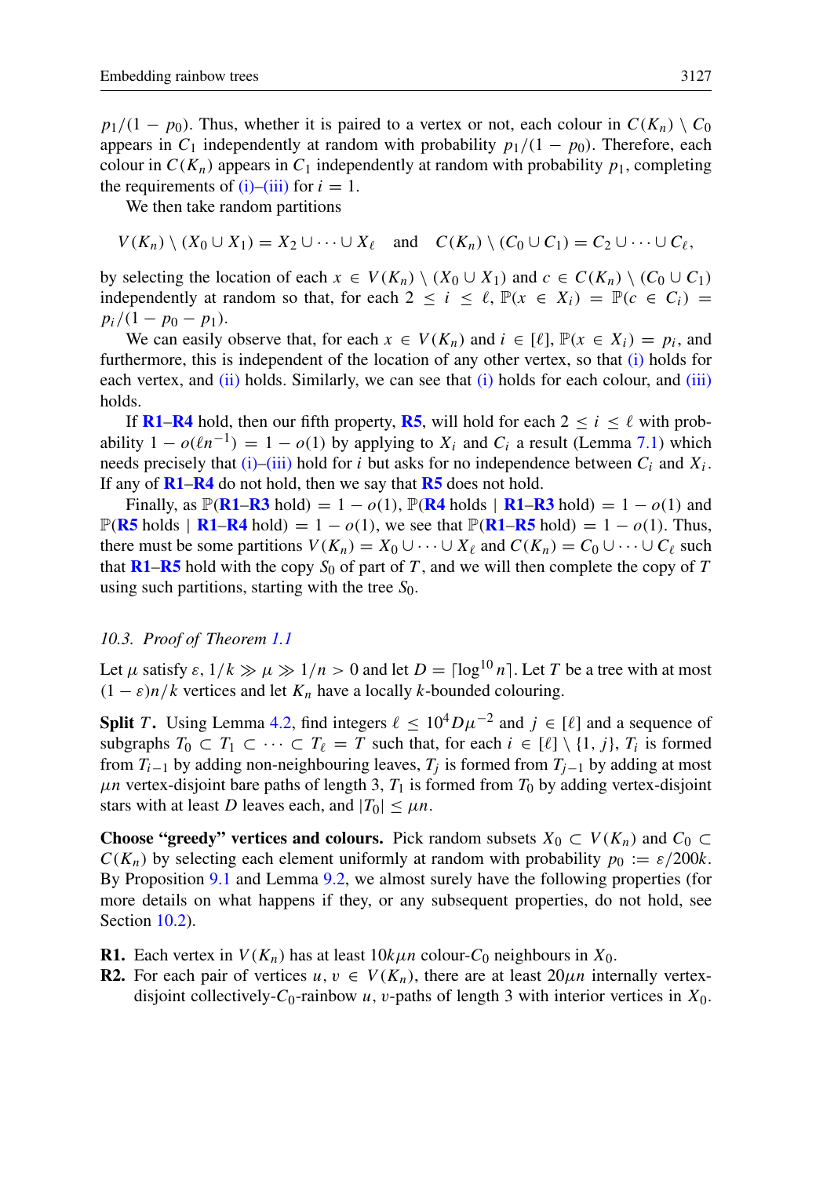$p_1/(1-p_0)$. Thus, whether it is paired to a vertex or not, each colour in $C(K_n) \setminus C_0$ appears in $C_1$ independently at random with probability $p_1/(1-p_0)$. Therefore, each colour in $C(K_n)$ appears in $C_1$ independently at random with probability $p_1$, completing the requirements of (i)–(iii) for $i = 1$.

We then take random partitions

$$V(K_n) \setminus (X_0 \cup X_1) = X_2 \cup \cdots \cup X_\ell \quad \text{and} \quad C(K_n) \setminus (C_0 \cup C_1) = C_2 \cup \cdots \cup C_\ell,$$

by selecting the location of each $x \in V(K_n) \setminus (X_0 \cup X_1)$ and $c \in C(K_n) \setminus (C_0 \cup C_1)$ independently at random so that, for each $2 \leq i \leq \ell$, $\mathbb{P}(x \in X_i) = \mathbb{P}(c \in C_i) = p_i/(1-p_0-p_1)$.

We can easily observe that, for each $x \in V(K_n)$ and $i \in [\ell]$, $\mathbb{P}(x \in X_i) = p_i$, and furthermore, this is independent of the location of any other vertex, so that (i) holds for each vertex, and (ii) holds. Similarly, we can see that (i) holds for each colour, and (iii) holds.

If **R1**–**R4** hold, then our fifth property, **R5**, will hold for each $2 \leq i \leq \ell$ with probability $1 - o(\ell n^{-1}) = 1 - o(1)$ by applying to $X_i$ and $C_i$ a result (Lemma 7.1) which needs precisely that (i)–(iii) hold for $i$ but asks for no independence between $C_i$ and $X_i$. If any of **R1**–**R4** do not hold, then we say that **R5** does not hold.

Finally, as $\mathbb{P}$(**R1**–**R3** hold) $= 1 - o(1)$, $\mathbb{P}$(**R4** holds | **R1**–**R3** hold) $= 1 - o(1)$ and $\mathbb{P}$(**R5** holds | **R1**–**R4** hold) $= 1 - o(1)$, we see that $\mathbb{P}$(**R1**–**R5** hold) $= 1 - o(1)$. Thus, there must be some partitions $V(K_n) = X_0 \cup \cdots \cup X_\ell$ and $C(K_n) = C_0 \cup \cdots \cup C_\ell$ such that **R1**–**R5** hold with the copy $S_0$ of part of $T$, and we will then complete the copy of $T$ using such partitions, starting with the tree $S_0$.

### *10.3. Proof of Theorem 1.1*

Let $\mu$ satisfy $\varepsilon, 1/k \gg \mu \gg 1/n > 0$ and let $D = \lceil \log^{10} n \rceil$. Let $T$ be a tree with at most $(1-\varepsilon)n/k$ vertices and let $K_n$ have a locally $k$-bounded colouring.

**Split $T$.** Using Lemma 4.2, find integers $\ell \leq 10^4 D\mu^{-2}$ and $j \in [\ell]$ and a sequence of subgraphs $T_0 \subset T_1 \subset \cdots \subset T_\ell = T$ such that, for each $i \in [\ell] \setminus \{1, j\}$, $T_i$ is formed from $T_{i-1}$ by adding non-neighbouring leaves, $T_j$ is formed from $T_{j-1}$ by adding at most $\mu n$ vertex-disjoint bare paths of length 3, $T_1$ is formed from $T_0$ by adding vertex-disjoint stars with at least $D$ leaves each, and $|T_0| \leq \mu n$.

**Choose "greedy" vertices and colours.** Pick random subsets $X_0 \subset V(K_n)$ and $C_0 \subset C(K_n)$ by selecting each element uniformly at random with probability $p_0 := \varepsilon/200k$. By Proposition 9.1 and Lemma 9.2, we almost surely have the following properties (for more details on what happens if they, or any subsequent properties, do not hold, see Section 10.2).

**R1.** Each vertex in $V(K_n)$ has at least $10k\mu n$ colour-$C_0$ neighbours in $X_0$.
**R2.** For each pair of vertices $u, v \in V(K_n)$, there are at least $20\mu n$ internally vertex-disjoint collectively-$C_0$-rainbow $u, v$-paths of length 3 with interior vertices in $X_0$.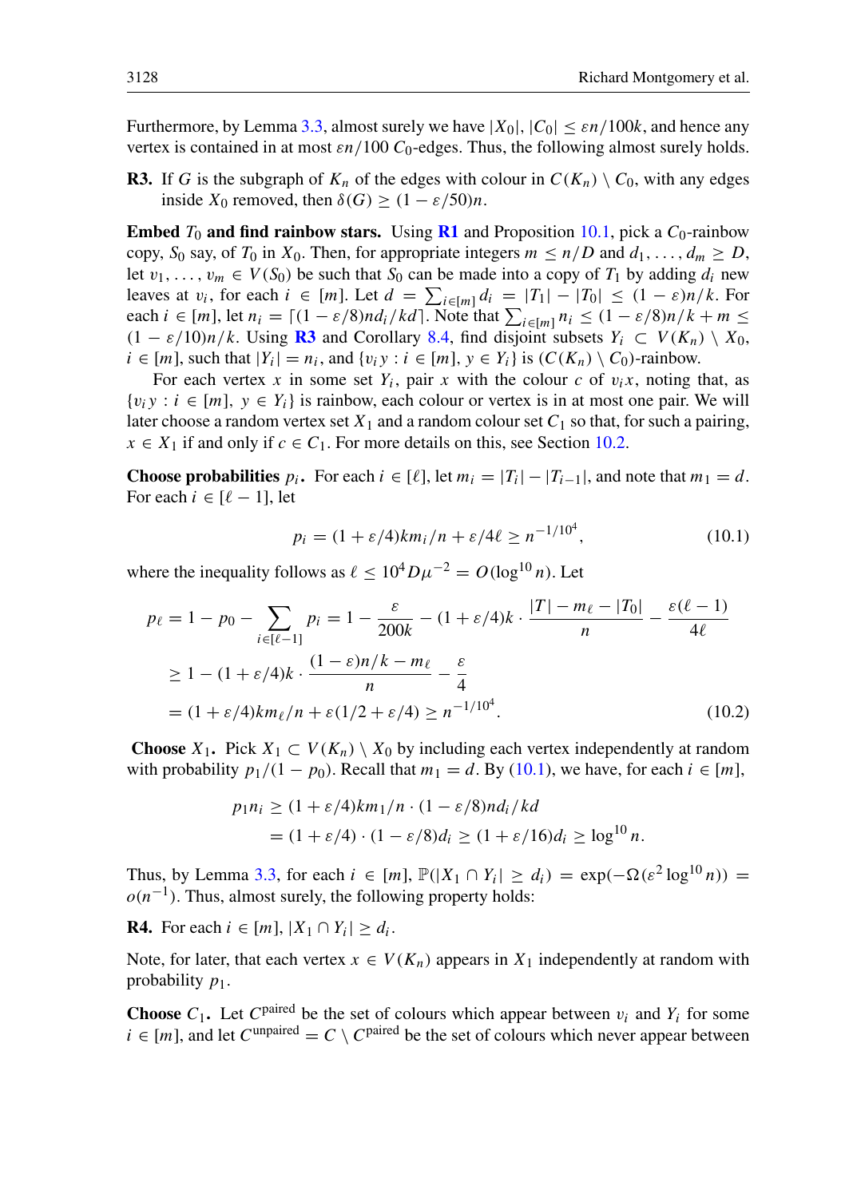Furthermore, by Lemma 3.3, almost surely we have $|X_0|, |C_0| \leq \varepsilon n/100k$, and hence any vertex is contained in at most $\varepsilon n/100$ $C_0$-edges. Thus, the following almost surely holds.

**R3.** If $G$ is the subgraph of $K_n$ of the edges with colour in $C(K_n) \setminus C_0$, with any edges inside $X_0$ removed, then $\delta(G) \geq (1 - \varepsilon/50)n$.

**Embed $T_0$ and find rainbow stars.** Using **R1** and Proposition 10.1, pick a $C_0$-rainbow copy, $S_0$ say, of $T_0$ in $X_0$. Then, for appropriate integers $m \leq n/D$ and $d_1, \ldots, d_m \geq D$, let $v_1, \ldots, v_m \in V(S_0)$ be such that $S_0$ can be made into a copy of $T_1$ by adding $d_i$ new leaves at $v_i$, for each $i \in [m]$. Let $d = \sum_{i \in [m]} d_i = |T_1| - |T_0| \leq (1 - \varepsilon)n/k$. For each $i \in [m]$, let $n_i = \lceil (1 - \varepsilon/8)nd_i/kd \rceil$. Note that $\sum_{i \in [m]} n_i \leq (1 - \varepsilon/8)n/k + m \leq (1 - \varepsilon/10)n/k$. Using **R3** and Corollary 8.4, find disjoint subsets $Y_i \subset V(K_n) \setminus X_0$, $i \in [m]$, such that $|Y_i| = n_i$, and $\{v_i y : i \in [m], y \in Y_i\}$ is $(C(K_n) \setminus C_0)$-rainbow.

For each vertex $x$ in some set $Y_i$, pair $x$ with the colour $c$ of $v_i x$, noting that, as $\{v_i y : i \in [m], y \in Y_i\}$ is rainbow, each colour or vertex is in at most one pair. We will later choose a random vertex set $X_1$ and a random colour set $C_1$ so that, for such a pairing, $x \in X_1$ if and only if $c \in C_1$. For more details on this, see Section 10.2.

**Choose probabilities $p_i$.** For each $i \in [\ell]$, let $m_i = |T_i| - |T_{i-1}|$, and note that $m_1 = d$. For each $i \in [\ell - 1]$, let

$$p_i = (1 + \varepsilon/4)km_i/n + \varepsilon/4\ell \geq n^{-1/10^4}, \tag{10.1}$$

where the inequality follows as $\ell \leq 10^4 D\mu^{-2} = O(\log^{10} n)$. Let

$$\begin{aligned} p_\ell = 1 - p_0 - \sum_{i \in [\ell-1]} p_i &= 1 - \frac{\varepsilon}{200k} - (1 + \varepsilon/4)k \cdot \frac{|T| - m_\ell - |T_0|}{n} - \frac{\varepsilon(\ell - 1)}{4\ell} \\ &\geq 1 - (1 + \varepsilon/4)k \cdot \frac{(1 - \varepsilon)n/k - m_\ell}{n} - \frac{\varepsilon}{4} \\ &= (1 + \varepsilon/4)km_\ell/n + \varepsilon(1/2 + \varepsilon/4) \geq n^{-1/10^4}. \end{aligned} \tag{10.2}$$

**Choose $X_1$.** Pick $X_1 \subset V(K_n) \setminus X_0$ by including each vertex independently at random with probability $p_1/(1 - p_0)$. Recall that $m_1 = d$. By (10.1), we have, for each $i \in [m]$,

$$\begin{aligned} p_1 n_i &\geq (1 + \varepsilon/4)km_1/n \cdot (1 - \varepsilon/8)nd_i/kd \\ &= (1 + \varepsilon/4) \cdot (1 - \varepsilon/8)d_i \geq (1 + \varepsilon/16)d_i \geq \log^{10} n. \end{aligned}$$

Thus, by Lemma 3.3, for each $i \in [m]$, $\mathbb{P}(|X_1 \cap Y_i| \geq d_i) = \exp(-\Omega(\varepsilon^2 \log^{10} n)) = o(n^{-1})$. Thus, almost surely, the following property holds:

**R4.** For each $i \in [m]$, $|X_1 \cap Y_i| \geq d_i$.

Note, for later, that each vertex $x \in V(K_n)$ appears in $X_1$ independently at random with probability $p_1$.

**Choose $C_1$.** Let $C^{\text{paired}}$ be the set of colours which appear between $v_i$ and $Y_i$ for some $i \in [m]$, and let $C^{\text{unpaired}} = C \setminus C^{\text{paired}}$ be the set of colours which never appear between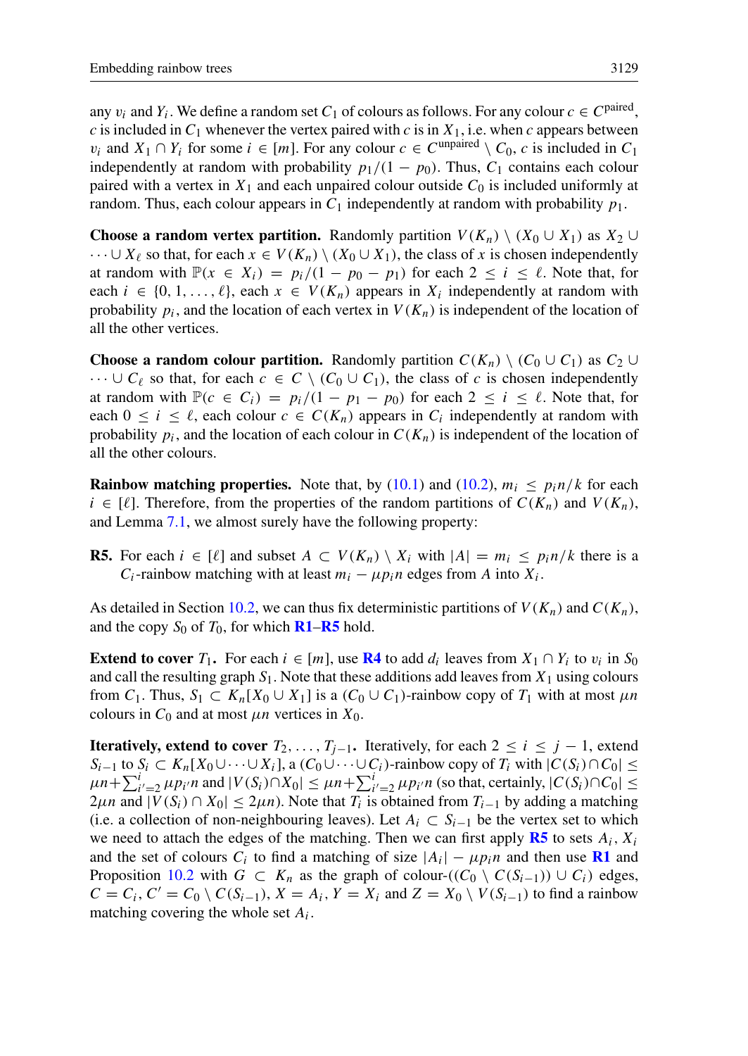any $v_i$ and $Y_i$. We define a random set $C_1$ of colours as follows. For any colour $c \in C^{\text{paired}}$, $c$ is included in $C_1$ whenever the vertex paired with $c$ is in $X_1$, i.e. when $c$ appears between $v_i$ and $X_1 \cap Y_i$ for some $i \in [m]$. For any colour $c \in C^{\text{unpaired}} \setminus C_0$, $c$ is included in $C_1$ independently at random with probability $p_1/(1 - p_0)$. Thus, $C_1$ contains each colour paired with a vertex in $X_1$ and each unpaired colour outside $C_0$ is included uniformly at random. Thus, each colour appears in $C_1$ independently at random with probability $p_1$.

**Choose a random vertex partition.** Randomly partition $V(K_n) \setminus (X_0 \cup X_1)$ as $X_2 \cup \cdots \cup X_\ell$ so that, for each $x \in V(K_n) \setminus (X_0 \cup X_1)$, the class of $x$ is chosen independently at random with $\mathbb{P}(x \in X_i) = p_i/(1 - p_0 - p_1)$ for each $2 \leq i \leq \ell$. Note that, for each $i \in \{0, 1, \ldots, \ell\}$, each $x \in V(K_n)$ appears in $X_i$ independently at random with probability $p_i$, and the location of each vertex in $V(K_n)$ is independent of the location of all the other vertices.

**Choose a random colour partition.** Randomly partition $C(K_n) \setminus (C_0 \cup C_1)$ as $C_2 \cup \cdots \cup C_\ell$ so that, for each $c \in C \setminus (C_0 \cup C_1)$, the class of $c$ is chosen independently at random with $\mathbb{P}(c \in C_i) = p_i/(1 - p_1 - p_0)$ for each $2 \leq i \leq \ell$. Note that, for each $0 \leq i \leq \ell$, each colour $c \in C(K_n)$ appears in $C_i$ independently at random with probability $p_i$, and the location of each colour in $C(K_n)$ is independent of the location of all the other colours.

**Rainbow matching properties.** Note that, by (10.1) and (10.2), $m_i \leq p_i n/k$ for each $i \in [\ell]$. Therefore, from the properties of the random partitions of $C(K_n)$ and $V(K_n)$, and Lemma 7.1, we almost surely have the following property:

**R5.** For each $i \in [\ell]$ and subset $A \subset V(K_n) \setminus X_i$ with $|A| = m_i \leq p_i n/k$ there is a $C_i$-rainbow matching with at least $m_i - \mu p_i n$ edges from $A$ into $X_i$.

As detailed in Section 10.2, we can thus fix deterministic partitions of $V(K_n)$ and $C(K_n)$, and the copy $S_0$ of $T_0$, for which **R1**–**R5** hold.

**Extend to cover $T_1$.** For each $i \in [m]$, use **R4** to add $d_i$ leaves from $X_1 \cap Y_i$ to $v_i$ in $S_0$ and call the resulting graph $S_1$. Note that these additions add leaves from $X_1$ using colours from $C_1$. Thus, $S_1 \subset K_n[X_0 \cup X_1]$ is a $(C_0 \cup C_1)$-rainbow copy of $T_1$ with at most $\mu n$ colours in $C_0$ and at most $\mu n$ vertices in $X_0$.

**Iteratively, extend to cover $T_2, \ldots, T_{j-1}$.** Iteratively, for each $2 \leq i \leq j - 1$, extend $S_{i-1}$ to $S_i \subset K_n[X_0 \cup \cdots \cup X_i]$, a $(C_0 \cup \cdots \cup C_i)$-rainbow copy of $T_i$ with $|C(S_i) \cap C_0| \leq \mu n + \sum_{i'=2}^{i} \mu p_{i'} n$ and $|V(S_i) \cap X_0| \leq \mu n + \sum_{i'=2}^{i} \mu p_{i'} n$ (so that, certainly, $|C(S_i) \cap C_0| \leq 2\mu n$ and $|V(S_i) \cap X_0| \leq 2\mu n$). Note that $T_i$ is obtained from $T_{i-1}$ by adding a matching (i.e. a collection of non-neighbouring leaves). Let $A_i \subset S_{i-1}$ be the vertex set to which we need to attach the edges of the matching. Then we can first apply **R5** to sets $A_i$, $X_i$ and the set of colours $C_i$ to find a matching of size $|A_i| - \mu p_i n$ and then use **R1** and Proposition 10.2 with $G \subset K_n$ as the graph of colour-$((C_0 \setminus C(S_{i-1})) \cup C_i)$ edges, $C = C_i$, $C' = C_0 \setminus C(S_{i-1})$, $X = A_i$, $Y = X_i$ and $Z = X_0 \setminus V(S_{i-1})$ to find a rainbow matching covering the whole set $A_i$.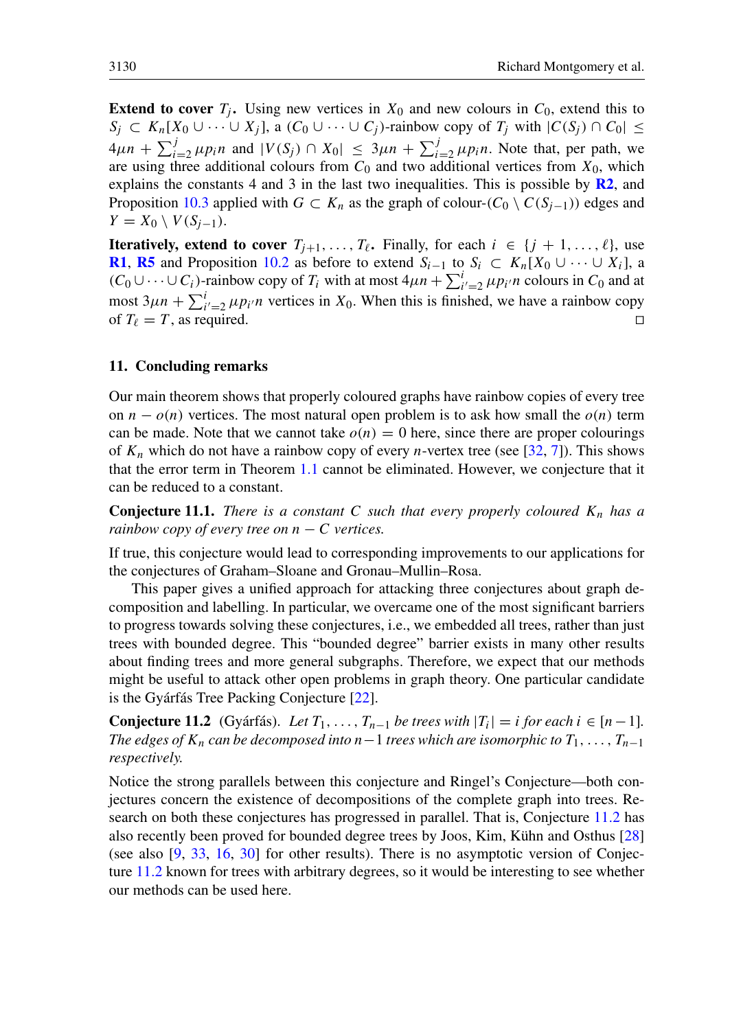**Extend to cover $T_j$.** Using new vertices in $X_0$ and new colours in $C_0$, extend this to $S_j \subset K_n[X_0 \cup \cdots \cup X_j]$, a $(C_0 \cup \cdots \cup C_j)$-rainbow copy of $T_j$ with $|C(S_j) \cap C_0| \leq 4\mu n + \sum_{i=2}^{j} \mu p_i n$ and $|V(S_j) \cap X_0| \leq 3\mu n + \sum_{i=2}^{j} \mu p_i n$. Note that, per path, we are using three additional colours from $C_0$ and two additional vertices from $X_0$, which explains the constants 4 and 3 in the last two inequalities. This is possible by **R2**, and Proposition 10.3 applied with $G \subset K_n$ as the graph of colour-$(C_0 \setminus C(S_{j-1}))$ edges and $Y = X_0 \setminus V(S_{j-1})$.

**Iteratively, extend to cover $T_{j+1}, \ldots, T_\ell$.** Finally, for each $i \in \{j+1, \ldots, \ell\}$, use **R1**, **R5** and Proposition 10.2 as before to extend $S_{i-1}$ to $S_i \subset K_n[X_0 \cup \cdots \cup X_i]$, a $(C_0 \cup \cdots \cup C_i)$-rainbow copy of $T_i$ with at most $4\mu n + \sum_{i'=2}^{i} \mu p_{i'} n$ colours in $C_0$ and at most $3\mu n + \sum_{i'=2}^{i} \mu p_{i'} n$ vertices in $X_0$. When this is finished, we have a rainbow copy of $T_\ell = T$, as required. □

## 11. Concluding remarks

Our main theorem shows that properly coloured graphs have rainbow copies of every tree on $n - o(n)$ vertices. The most natural open problem is to ask how small the $o(n)$ term can be made. Note that we cannot take $o(n) = 0$ here, since there are proper colourings of $K_n$ which do not have a rainbow copy of every $n$-vertex tree (see [32, 7]). This shows that the error term in Theorem 1.1 cannot be eliminated. However, we conjecture that it can be reduced to a constant.

**Conjecture 11.1.** *There is a constant $C$ such that every properly coloured $K_n$ has a rainbow copy of every tree on $n - C$ vertices.*

If true, this conjecture would lead to corresponding improvements to our applications for the conjectures of Graham–Sloane and Gronau–Mullin–Rosa.

This paper gives a unified approach for attacking three conjectures about graph decomposition and labelling. In particular, we overcame one of the most significant barriers to progress towards solving these conjectures, i.e., we embedded all trees, rather than just trees with bounded degree. This "bounded degree" barrier exists in many other results about finding trees and more general subgraphs. Therefore, we expect that our methods might be useful to attack other open problems in graph theory. One particular candidate is the Gyárfás Tree Packing Conjecture [22].

**Conjecture 11.2** (Gyárfás). *Let $T_1, \ldots, T_{n-1}$ be trees with $|T_i| = i$ for each $i \in [n-1]$. The edges of $K_n$ can be decomposed into $n-1$ trees which are isomorphic to $T_1, \ldots, T_{n-1}$ respectively.*

Notice the strong parallels between this conjecture and Ringel's Conjecture—both conjectures concern the existence of decompositions of the complete graph into trees. Research on both these conjectures has progressed in parallel. That is, Conjecture 11.2 has also recently been proved for bounded degree trees by Joos, Kim, Kühn and Osthus [28] (see also [9, 33, 16, 30] for other results). There is no asymptotic version of Conjecture 11.2 known for trees with arbitrary degrees, so it would be interesting to see whether our methods can be used here.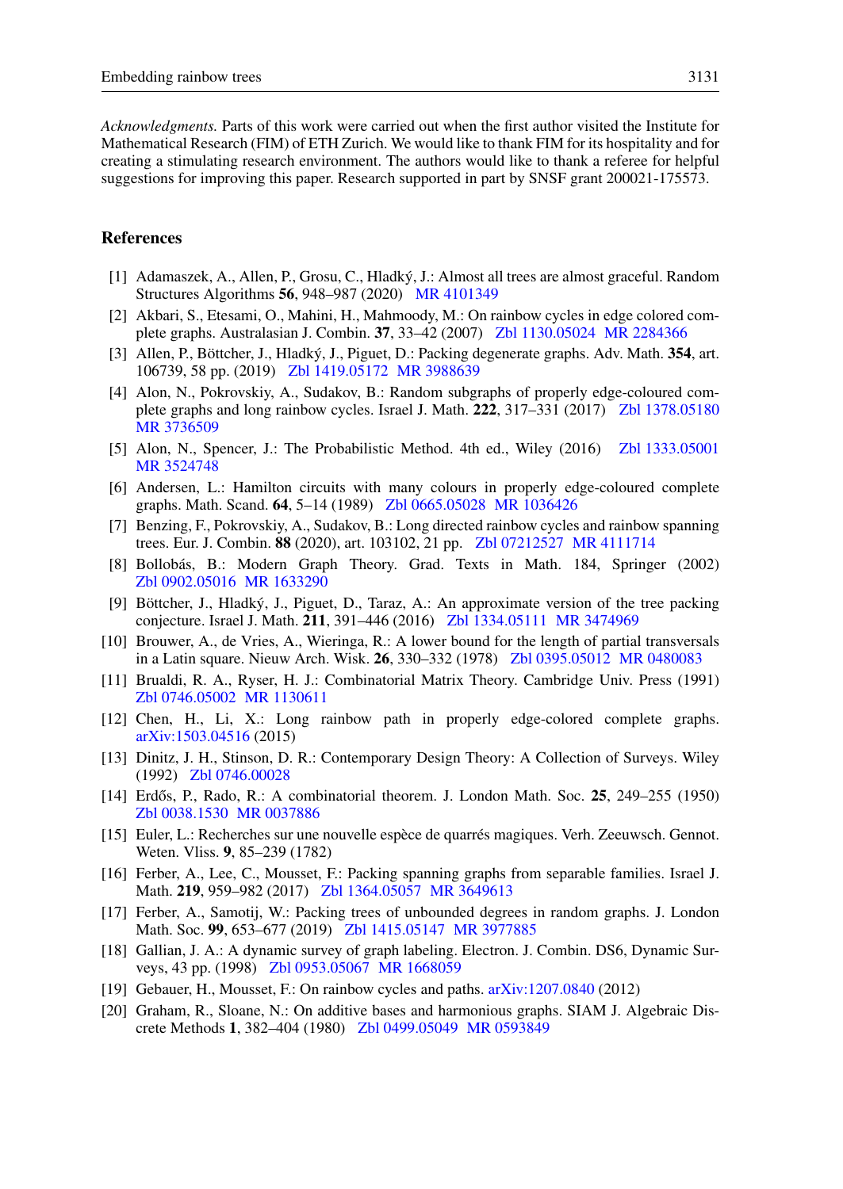*Acknowledgments.* Parts of this work were carried out when the first author visited the Institute for Mathematical Research (FIM) of ETH Zurich. We would like to thank FIM for its hospitality and for creating a stimulating research environment. The authors would like to thank a referee for helpful suggestions for improving this paper. Research supported in part by SNSF grant 200021-175573.

## References

[1] Adamaszek, A., Allen, P., Grosu, C., Hladký, J.: Almost all trees are almost graceful. Random Structures Algorithms **56**, 948–987 (2020) MR 4101349

[2] Akbari, S., Etesami, O., Mahini, H., Mahmoody, M.: On rainbow cycles in edge colored complete graphs. Australasian J. Combin. **37**, 33–42 (2007) Zbl 1130.05024 MR 2284366

[3] Allen, P., Böttcher, J., Hladký, J., Piguet, D.: Packing degenerate graphs. Adv. Math. **354**, art. 106739, 58 pp. (2019) Zbl 1419.05172 MR 3988639

[4] Alon, N., Pokrovskiy, A., Sudakov, B.: Random subgraphs of properly edge-coloured complete graphs and long rainbow cycles. Israel J. Math. **222**, 317–331 (2017) Zbl 1378.05180 MR 3736509

[5] Alon, N., Spencer, J.: The Probabilistic Method. 4th ed., Wiley (2016) Zbl 1333.05001 MR 3524748

[6] Andersen, L.: Hamilton circuits with many colours in properly edge-coloured complete graphs. Math. Scand. **64**, 5–14 (1989) Zbl 0665.05028 MR 1036426

[7] Benzing, F., Pokrovskiy, A., Sudakov, B.: Long directed rainbow cycles and rainbow spanning trees. Eur. J. Combin. **88** (2020), art. 103102, 21 pp. Zbl 07212527 MR 4111714

[8] Bollobás, B.: Modern Graph Theory. Grad. Texts in Math. 184, Springer (2002) Zbl 0902.05016 MR 1633290

[9] Böttcher, J., Hladký, J., Piguet, D., Taraz, A.: An approximate version of the tree packing conjecture. Israel J. Math. **211**, 391–446 (2016) Zbl 1334.05111 MR 3474969

[10] Brouwer, A., de Vries, A., Wieringa, R.: A lower bound for the length of partial transversals in a Latin square. Nieuw Arch. Wisk. **26**, 330–332 (1978) Zbl 0395.05012 MR 0480083

[11] Brualdi, R. A., Ryser, H. J.: Combinatorial Matrix Theory. Cambridge Univ. Press (1991) Zbl 0746.05002 MR 1130611

[12] Chen, H., Li, X.: Long rainbow path in properly edge-colored complete graphs. arXiv:1503.04516 (2015)

[13] Dinitz, J. H., Stinson, D. R.: Contemporary Design Theory: A Collection of Surveys. Wiley (1992) Zbl 0746.00028

[14] Erdős, P., Rado, R.: A combinatorial theorem. J. London Math. Soc. **25**, 249–255 (1950) Zbl 0038.1530 MR 0037886

[15] Euler, L.: Recherches sur une nouvelle espèce de quarrés magiques. Verh. Zeeuwsch. Gennot. Weten. Vliss. **9**, 85–239 (1782)

[16] Ferber, A., Lee, C., Mousset, F.: Packing spanning graphs from separable families. Israel J. Math. **219**, 959–982 (2017) Zbl 1364.05057 MR 3649613

[17] Ferber, A., Samotij, W.: Packing trees of unbounded degrees in random graphs. J. London Math. Soc. **99**, 653–677 (2019) Zbl 1415.05147 MR 3977885

[18] Gallian, J. A.: A dynamic survey of graph labeling. Electron. J. Combin. DS6, Dynamic Surveys, 43 pp. (1998) Zbl 0953.05067 MR 1668059

[19] Gebauer, H., Mousset, F.: On rainbow cycles and paths. arXiv:1207.0840 (2012)

[20] Graham, R., Sloane, N.: On additive bases and harmonious graphs. SIAM J. Algebraic Discrete Methods **1**, 382–404 (1980) Zbl 0499.05049 MR 0593849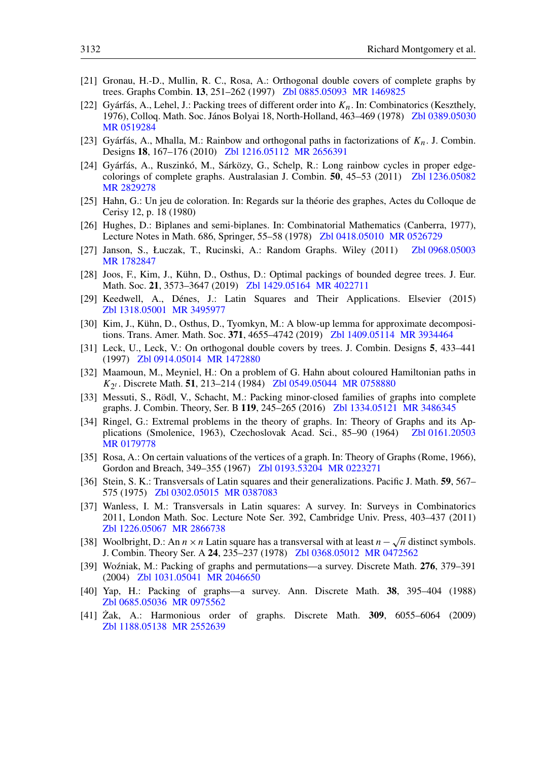[21] Gronau, H.-D., Mullin, R. C., Rosa, A.: Orthogonal double covers of complete graphs by trees. Graphs Combin. **13**, 251–262 (1997) Zbl 0885.05093 MR 1469825

[22] Gyárfás, A., Lehel, J.: Packing trees of different order into $K_n$. In: Combinatorics (Keszthely, 1976), Colloq. Math. Soc. János Bolyai 18, North-Holland, 463–469 (1978) Zbl 0389.05030 MR 0519284

[23] Gyárfás, A., Mhalla, M.: Rainbow and orthogonal paths in factorizations of $K_n$. J. Combin. Designs **18**, 167–176 (2010) Zbl 1216.05112 MR 2656391

[24] Gyárfás, A., Ruszinkó, M., Sárközy, G., Schelp, R.: Long rainbow cycles in proper edge-colorings of complete graphs. Australasian J. Combin. **50**, 45–53 (2011) Zbl 1236.05082 MR 2829278

[25] Hahn, G.: Un jeu de coloration. In: Regards sur la théorie des graphes, Actes du Colloque de Cerisy 12, p. 18 (1980)

[26] Hughes, D.: Biplanes and semi-biplanes. In: Combinatorial Mathematics (Canberra, 1977), Lecture Notes in Math. 686, Springer, 55–58 (1978) Zbl 0418.05010 MR 0526729

[27] Janson, S., Łuczak, T., Rucinski, A.: Random Graphs. Wiley (2011) Zbl 0968.05003 MR 1782847

[28] Joos, F., Kim, J., Kühn, D., Osthus, D.: Optimal packings of bounded degree trees. J. Eur. Math. Soc. **21**, 3573–3647 (2019) Zbl 1429.05164 MR 4022711

[29] Keedwell, A., Dénes, J.: Latin Squares and Their Applications. Elsevier (2015) Zbl 1318.05001 MR 3495977

[30] Kim, J., Kühn, D., Osthus, D., Tyomkyn, M.: A blow-up lemma for approximate decompositions. Trans. Amer. Math. Soc. **371**, 4655–4742 (2019) Zbl 1409.05114 MR 3934464

[31] Leck, U., Leck, V.: On orthogonal double covers by trees. J. Combin. Designs **5**, 433–441 (1997) Zbl 0914.05014 MR 1472880

[32] Maamoun, M., Meyniel, H.: On a problem of G. Hahn about coloured Hamiltonian paths in $K_{2^t}$. Discrete Math. **51**, 213–214 (1984) Zbl 0549.05044 MR 0758880

[33] Messuti, S., Rödl, V., Schacht, M.: Packing minor-closed families of graphs into complete graphs. J. Combin. Theory, Ser. B **119**, 245–265 (2016) Zbl 1334.05121 MR 3486345

[34] Ringel, G.: Extremal problems in the theory of graphs. In: Theory of Graphs and its Applications (Smolenice, 1963), Czechoslovak Acad. Sci., 85–90 (1964) Zbl 0161.20503 MR 0179778

[35] Rosa, A.: On certain valuations of the vertices of a graph. In: Theory of Graphs (Rome, 1966), Gordon and Breach, 349–355 (1967) Zbl 0193.53204 MR 0223271

[36] Stein, S. K.: Transversals of Latin squares and their generalizations. Pacific J. Math. **59**, 567–575 (1975) Zbl 0302.05015 MR 0387083

[37] Wanless, I. M.: Transversals in Latin squares: A survey. In: Surveys in Combinatorics 2011, London Math. Soc. Lecture Note Ser. 392, Cambridge Univ. Press, 403–437 (2011) Zbl 1226.05067 MR 2866738

[38] Woolbright, D.: An $n \times n$ Latin square has a transversal with at least $n - \sqrt{n}$ distinct symbols. J. Combin. Theory Ser. A **24**, 235–237 (1978) Zbl 0368.05012 MR 0472562

[39] Woźniak, M.: Packing of graphs and permutations—a survey. Discrete Math. **276**, 379–391 (2004) Zbl 1031.05041 MR 2046650

[40] Yap, H.: Packing of graphs—a survey. Ann. Discrete Math. **38**, 395–404 (1988) Zbl 0685.05036 MR 0975562

[41] Żak, A.: Harmonious order of graphs. Discrete Math. **309**, 6055–6064 (2009) Zbl 1188.05138 MR 2552639